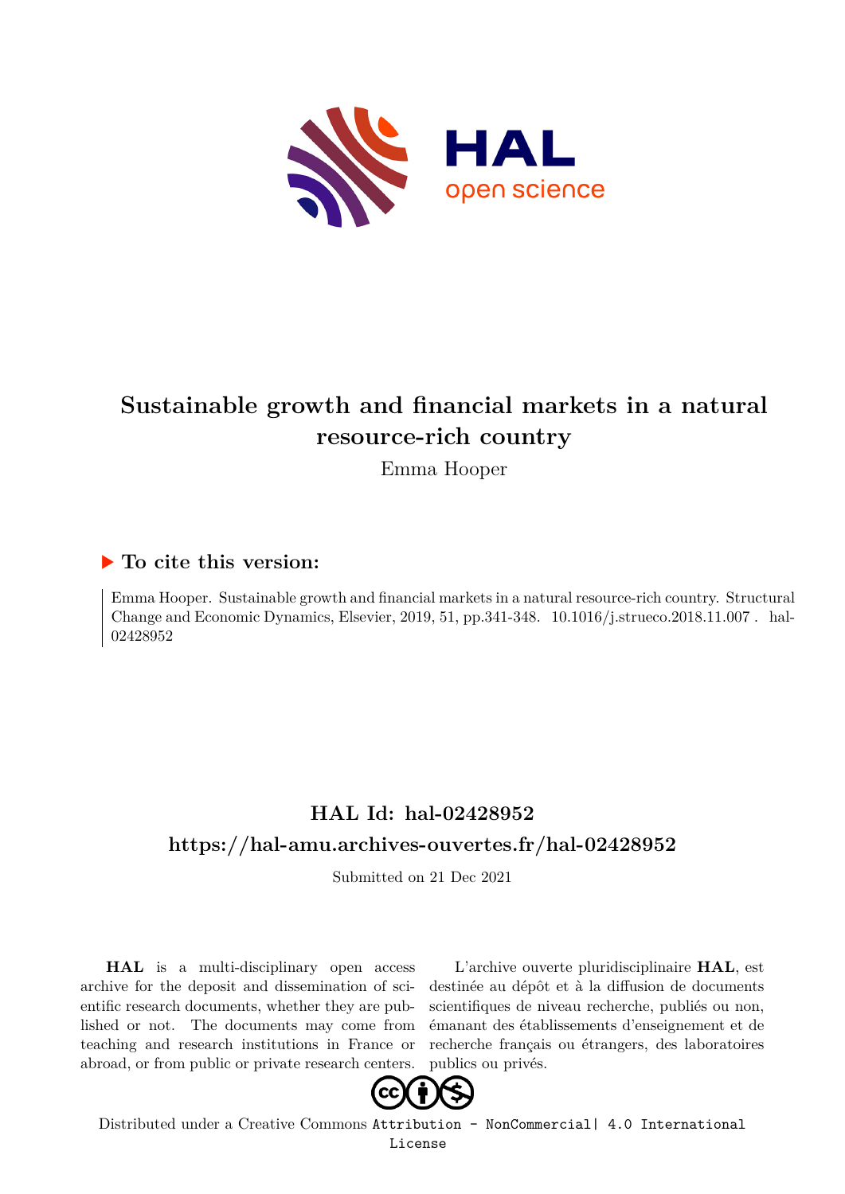# Sustainable growth and financial markets in a natural resource-rich country

Emma Hooper

## ▶ To cite this version:

Emma Hooper. Sustainable growth and financial markets in a natural resource-rich country. Structural Change and Economic Dynamics, Elsevier, 2019, 51, pp.341-348. 10.1016/j.strueco.2018.11.007 . hal-02428952

## HAL Id: hal-02428952

## https://hal-amu.archives-ouvertes.fr/hal-02428952

Submitted on 21 Dec 2021

**HAL** is a multi-disciplinary open access archive for the deposit and dissemination of scientific research documents, whether they are published or not. The documents may come from teaching and research institutions in France or abroad, or from public or private research centers.

L'archive ouverte pluridisciplinaire **HAL**, est destinée au dépôt et à la diffusion de documents scientifiques de niveau recherche, publiés ou non, émanant des établissements d'enseignement et de recherche français ou étrangers, des laboratoires publics ou privés.

Distributed under a Creative Commons Attribution - NonCommercial| 4.0 International License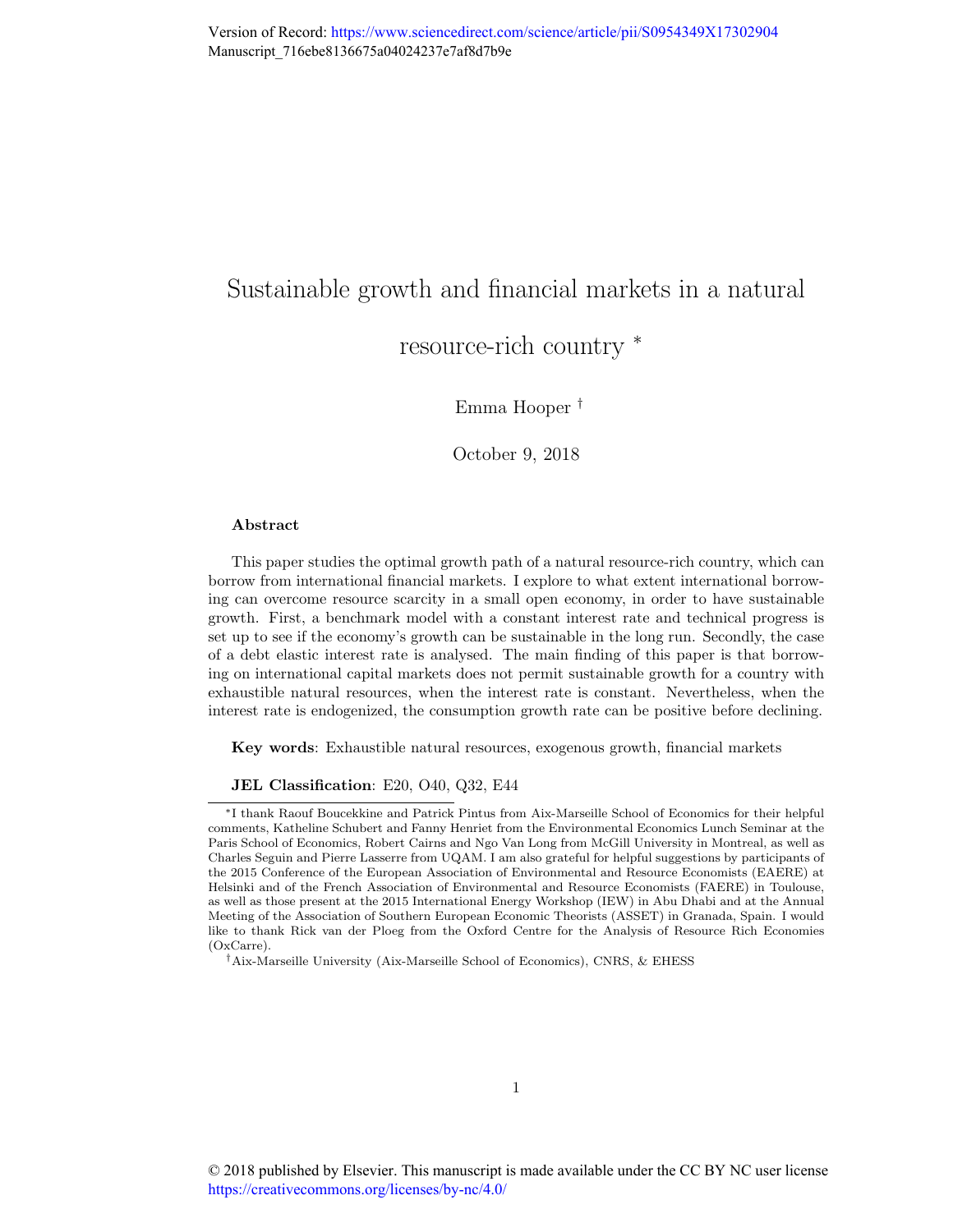Version of Record: https://www.sciencedirect.com/science/article/pii/S0954349X17302904
Manuscript_716ebe8136675a04024237e7af8d7b9e

# Sustainable growth and financial markets in a natural resource-rich country *

Emma Hooper †

October 9, 2018

### Abstract

This paper studies the optimal growth path of a natural resource-rich country, which can borrow from international financial markets. I explore to what extent international borrowing can overcome resource scarcity in a small open economy, in order to have sustainable growth. First, a benchmark model with a constant interest rate and technical progress is set up to see if the economy's growth can be sustainable in the long run. Secondly, the case of a debt elastic interest rate is analysed. The main finding of this paper is that borrowing on international capital markets does not permit sustainable growth for a country with exhaustible natural resources, when the interest rate is constant. Nevertheless, when the interest rate is endogenized, the consumption growth rate can be positive before declining.

**Key words**: Exhaustible natural resources, exogenous growth, financial markets

**JEL Classification**: E20, O40, Q32, E44

*I thank Raouf Boucekkine and Patrick Pintus from Aix-Marseille School of Economics for their helpful comments, Katheline Schubert and Fanny Henriet from the Environmental Economics Lunch Seminar at the Paris School of Economics, Robert Cairns and Ngo Van Long from McGill University in Montreal, as well as Charles Seguin and Pierre Lasserre from UQAM. I am also grateful for helpful suggestions by participants of the 2015 Conference of the European Association of Environmental and Resource Economists (EAERE) at Helsinki and of the French Association of Environmental and Resource Economists (FAERE) in Toulouse, as well as those present at the 2015 International Energy Workshop (IEW) in Abu Dhabi and at the Annual Meeting of the Association of Southern European Economic Theorists (ASSET) in Granada, Spain. I would like to thank Rick van der Ploeg from the Oxford Centre for the Analysis of Resource Rich Economies (OxCarre).

†Aix-Marseille University (Aix-Marseille School of Economics), CNRS, & EHESS

© 2018 published by Elsevier. This manuscript is made available under the CC BY NC user license https://creativecommons.org/licenses/by-nc/4.0/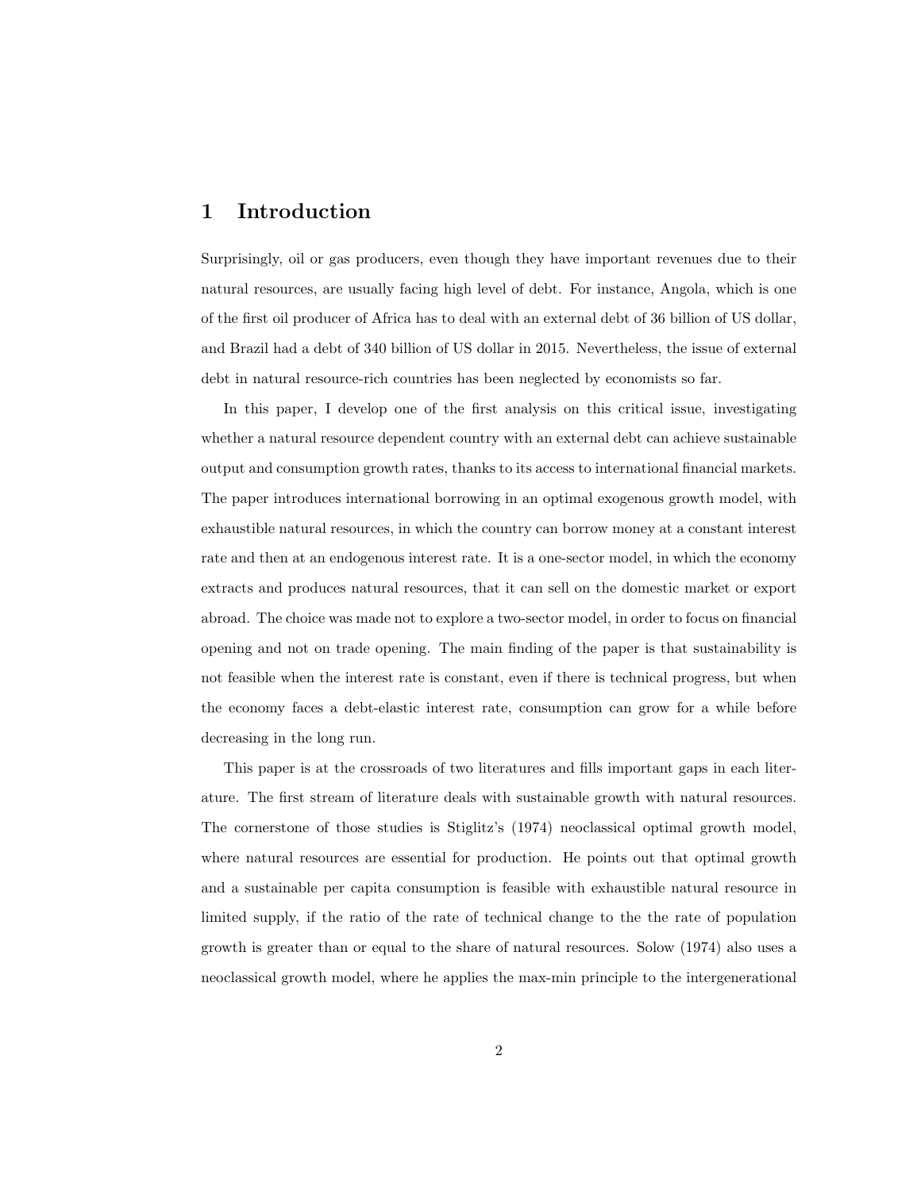# 1 Introduction

Surprisingly, oil or gas producers, even though they have important revenues due to their natural resources, are usually facing high level of debt. For instance, Angola, which is one of the first oil producer of Africa has to deal with an external debt of 36 billion of US dollar, and Brazil had a debt of 340 billion of US dollar in 2015. Nevertheless, the issue of external debt in natural resource-rich countries has been neglected by economists so far.

In this paper, I develop one of the first analysis on this critical issue, investigating whether a natural resource dependent country with an external debt can achieve sustainable output and consumption growth rates, thanks to its access to international financial markets. The paper introduces international borrowing in an optimal exogenous growth model, with exhaustible natural resources, in which the country can borrow money at a constant interest rate and then at an endogenous interest rate. It is a one-sector model, in which the economy extracts and produces natural resources, that it can sell on the domestic market or export abroad. The choice was made not to explore a two-sector model, in order to focus on financial opening and not on trade opening. The main finding of the paper is that sustainability is not feasible when the interest rate is constant, even if there is technical progress, but when the economy faces a debt-elastic interest rate, consumption can grow for a while before decreasing in the long run.

This paper is at the crossroads of two literatures and fills important gaps in each literature. The first stream of literature deals with sustainable growth with natural resources. The cornerstone of those studies is Stiglitz's (1974) neoclassical optimal growth model, where natural resources are essential for production. He points out that optimal growth and a sustainable per capita consumption is feasible with exhaustible natural resource in limited supply, if the ratio of the rate of technical change to the the rate of population growth is greater than or equal to the share of natural resources. Solow (1974) also uses a neoclassical growth model, where he applies the max-min principle to the intergenerational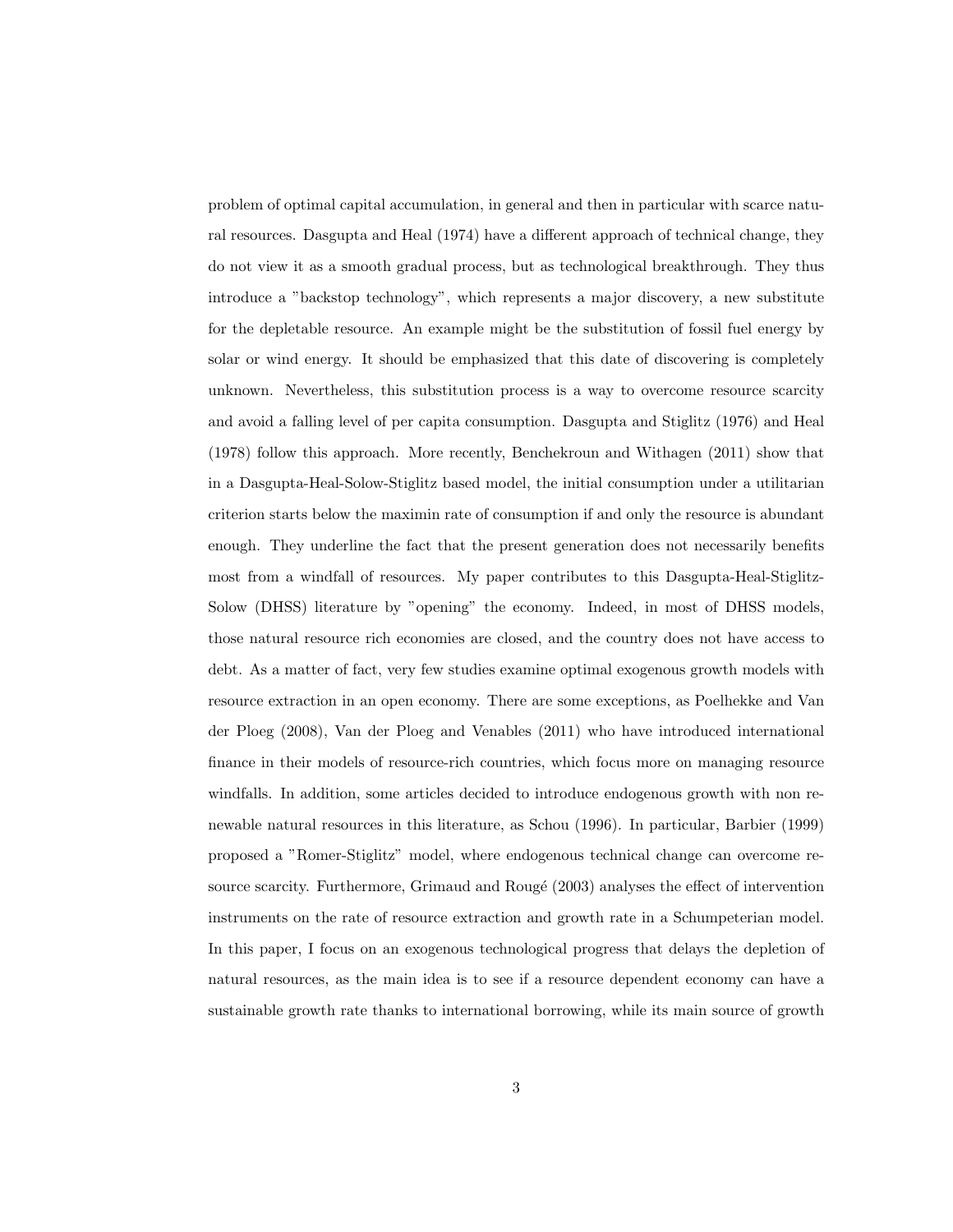problem of optimal capital accumulation, in general and then in particular with scarce natural resources. Dasgupta and Heal (1974) have a different approach of technical change, they do not view it as a smooth gradual process, but as technological breakthrough. They thus introduce a "backstop technology", which represents a major discovery, a new substitute for the depletable resource. An example might be the substitution of fossil fuel energy by solar or wind energy. It should be emphasized that this date of discovering is completely unknown. Nevertheless, this substitution process is a way to overcome resource scarcity and avoid a falling level of per capita consumption. Dasgupta and Stiglitz (1976) and Heal (1978) follow this approach. More recently, Benchekroun and Withagen (2011) show that in a Dasgupta-Heal-Solow-Stiglitz based model, the initial consumption under a utilitarian criterion starts below the maximin rate of consumption if and only the resource is abundant enough. They underline the fact that the present generation does not necessarily benefits most from a windfall of resources. My paper contributes to this Dasgupta-Heal-Stiglitz-Solow (DHSS) literature by "opening" the economy. Indeed, in most of DHSS models, those natural resource rich economies are closed, and the country does not have access to debt. As a matter of fact, very few studies examine optimal exogenous growth models with resource extraction in an open economy. There are some exceptions, as Poelhekke and Van der Ploeg (2008), Van der Ploeg and Venables (2011) who have introduced international finance in their models of resource-rich countries, which focus more on managing resource windfalls. In addition, some articles decided to introduce endogenous growth with non renewable natural resources in this literature, as Schou (1996). In particular, Barbier (1999) proposed a "Romer-Stiglitz" model, where endogenous technical change can overcome resource scarcity. Furthermore, Grimaud and Rougé (2003) analyses the effect of intervention instruments on the rate of resource extraction and growth rate in a Schumpeterian model. In this paper, I focus on an exogenous technological progress that delays the depletion of natural resources, as the main idea is to see if a resource dependent economy can have a sustainable growth rate thanks to international borrowing, while its main source of growth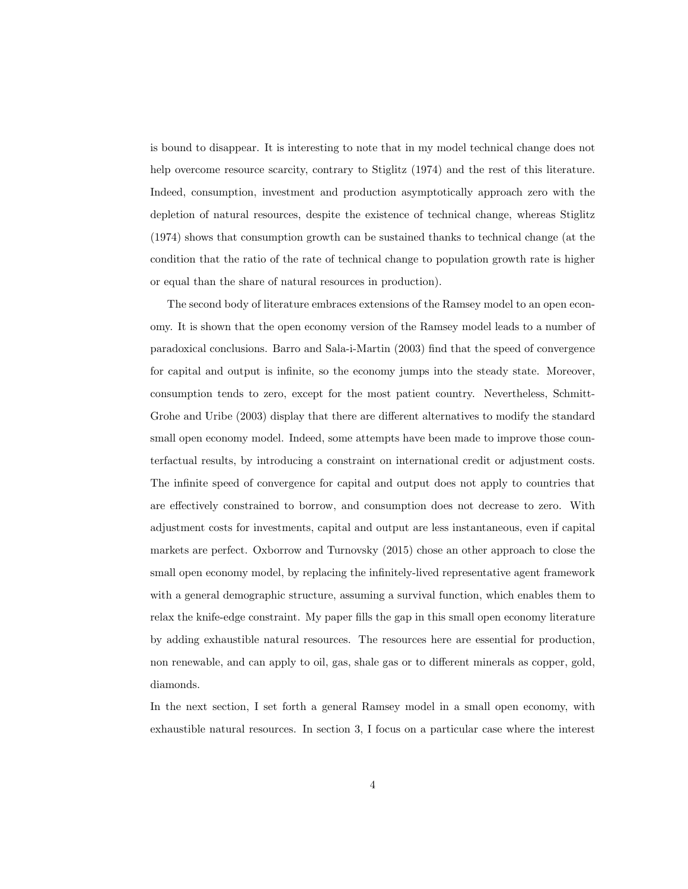is bound to disappear. It is interesting to note that in my model technical change does not help overcome resource scarcity, contrary to Stiglitz (1974) and the rest of this literature. Indeed, consumption, investment and production asymptotically approach zero with the depletion of natural resources, despite the existence of technical change, whereas Stiglitz (1974) shows that consumption growth can be sustained thanks to technical change (at the condition that the ratio of the rate of technical change to population growth rate is higher or equal than the share of natural resources in production).

The second body of literature embraces extensions of the Ramsey model to an open economy. It is shown that the open economy version of the Ramsey model leads to a number of paradoxical conclusions. Barro and Sala-i-Martin (2003) find that the speed of convergence for capital and output is infinite, so the economy jumps into the steady state. Moreover, consumption tends to zero, except for the most patient country. Nevertheless, Schmitt-Grohe and Uribe (2003) display that there are different alternatives to modify the standard small open economy model. Indeed, some attempts have been made to improve those counterfactual results, by introducing a constraint on international credit or adjustment costs. The infinite speed of convergence for capital and output does not apply to countries that are effectively constrained to borrow, and consumption does not decrease to zero. With adjustment costs for investments, capital and output are less instantaneous, even if capital markets are perfect. Oxborrow and Turnovsky (2015) chose an other approach to close the small open economy model, by replacing the infinitely-lived representative agent framework with a general demographic structure, assuming a survival function, which enables them to relax the knife-edge constraint. My paper fills the gap in this small open economy literature by adding exhaustible natural resources. The resources here are essential for production, non renewable, and can apply to oil, gas, shale gas or to different minerals as copper, gold, diamonds.

In the next section, I set forth a general Ramsey model in a small open economy, with exhaustible natural resources. In section 3, I focus on a particular case where the interest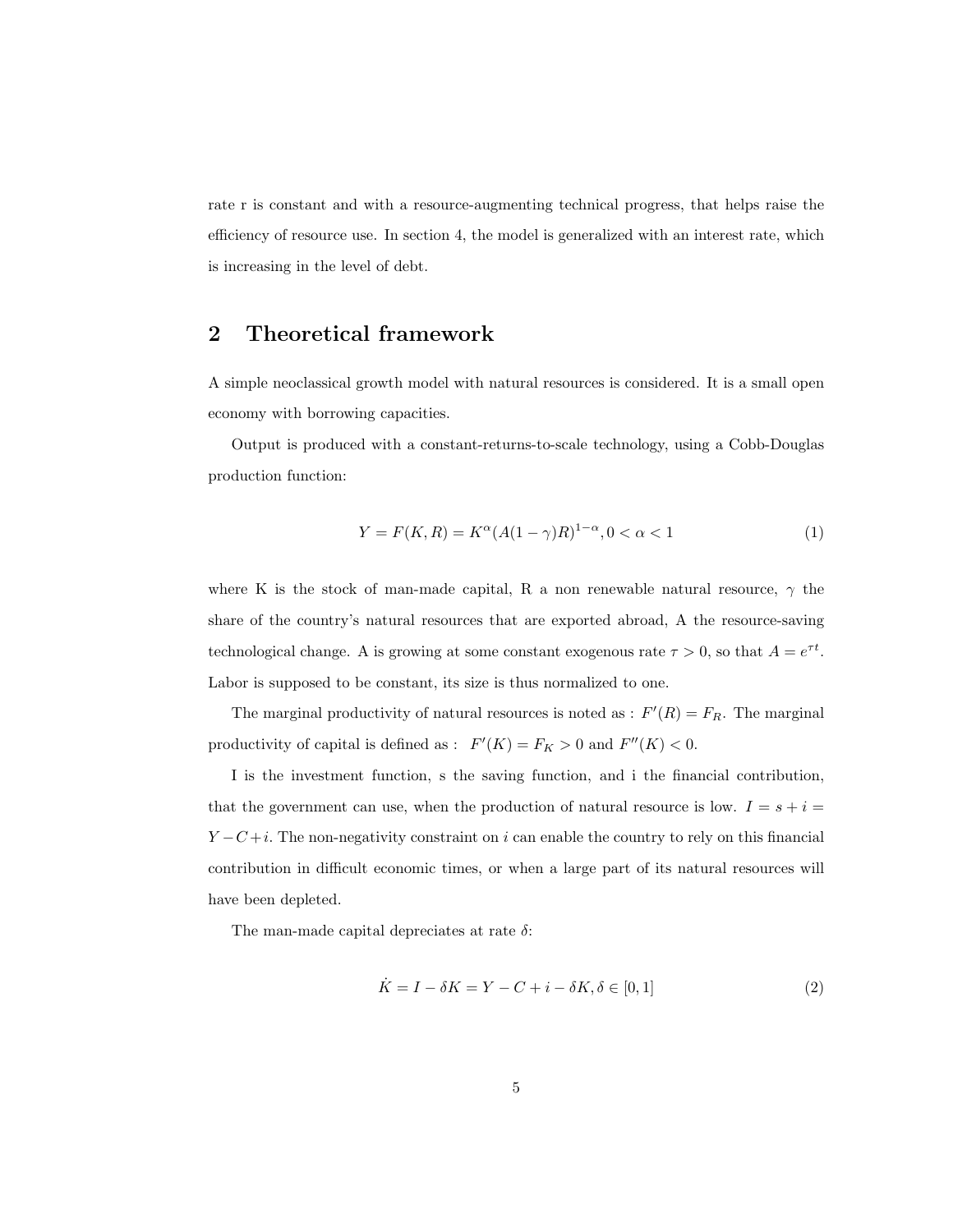rate r is constant and with a resource-augmenting technical progress, that helps raise the efficiency of resource use. In section 4, the model is generalized with an interest rate, which is increasing in the level of debt.

## 2 Theoretical framework

A simple neoclassical growth model with natural resources is considered. It is a small open economy with borrowing capacities.

Output is produced with a constant-returns-to-scale technology, using a Cobb-Douglas production function:

$$Y = F(K, R) = K^{\alpha}(A(1-\gamma)R)^{1-\alpha}, 0 < \alpha < 1 \tag{1}$$

where K is the stock of man-made capital, R a non renewable natural resource, $\gamma$ the share of the country's natural resources that are exported abroad, A the resource-saving technological change. A is growing at some constant exogenous rate $\tau > 0$, so that $A = e^{\tau t}$. Labor is supposed to be constant, its size is thus normalized to one.

The marginal productivity of natural resources is noted as : $F'(R) = F_R$. The marginal productivity of capital is defined as : $F'(K) = F_K > 0$ and $F''(K) < 0$.

I is the investment function, s the saving function, and i the financial contribution, that the government can use, when the production of natural resource is low. $I = s + i = Y - C + i$. The non-negativity constraint on $i$ can enable the country to rely on this financial contribution in difficult economic times, or when a large part of its natural resources will have been depleted.

The man-made capital depreciates at rate $\delta$:

$$\dot{K} = I - \delta K = Y - C + i - \delta K, \delta \in [0, 1] \tag{2}$$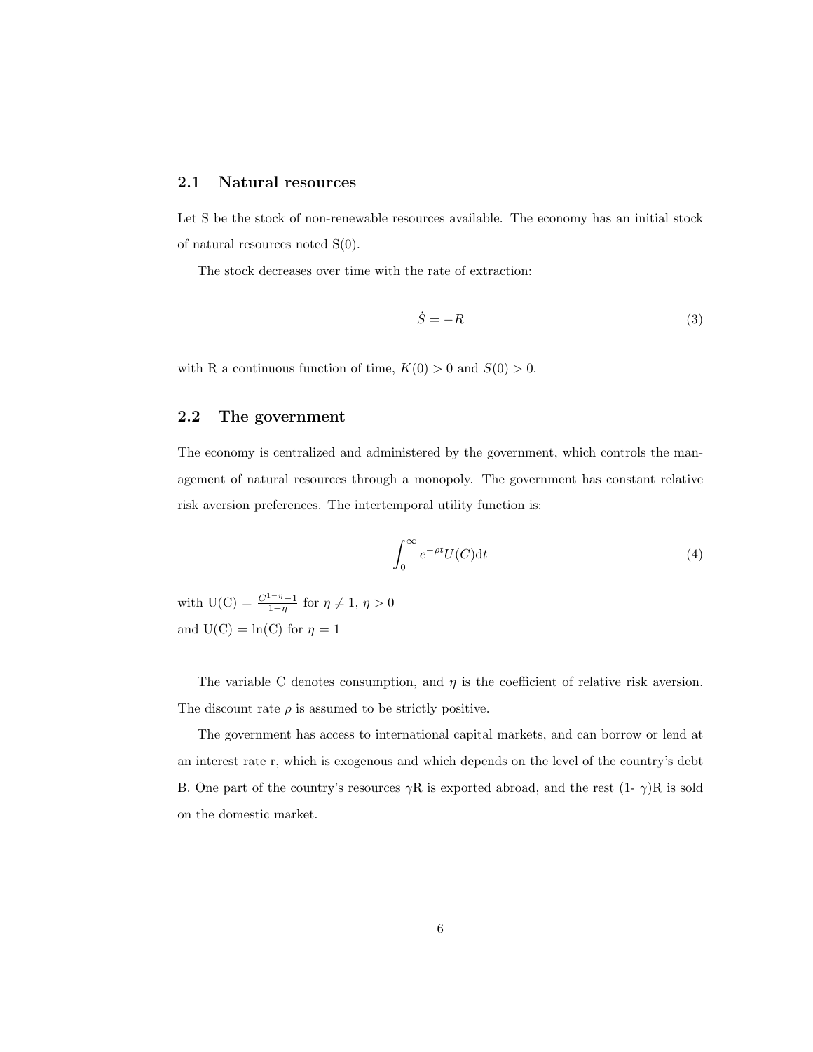## 2.1 Natural resources

Let S be the stock of non-renewable resources available. The economy has an initial stock of natural resources noted S(0).

The stock decreases over time with the rate of extraction:

$$\dot{S} = -R \tag{3}$$

with R a continuous function of time, $K(0) > 0$ and $S(0) > 0$.

## 2.2 The government

The economy is centralized and administered by the government, which controls the management of natural resources through a monopoly. The government has constant relative risk aversion preferences. The intertemporal utility function is:

$$\int_0^\infty e^{-\rho t} U(C) \mathrm{d}t \tag{4}$$

with U(C) = $\frac{C^{1-\eta}-1}{1-\eta}$ for $\eta \neq 1$, $\eta > 0$
and U(C) = ln(C) for $\eta = 1$

The variable C denotes consumption, and $\eta$ is the coefficient of relative risk aversion. The discount rate $\rho$ is assumed to be strictly positive.

The government has access to international capital markets, and can borrow or lend at an interest rate r, which is exogenous and which depends on the level of the country's debt B. One part of the country's resources $\gamma$R is exported abroad, and the rest (1- $\gamma$)R is sold on the domestic market.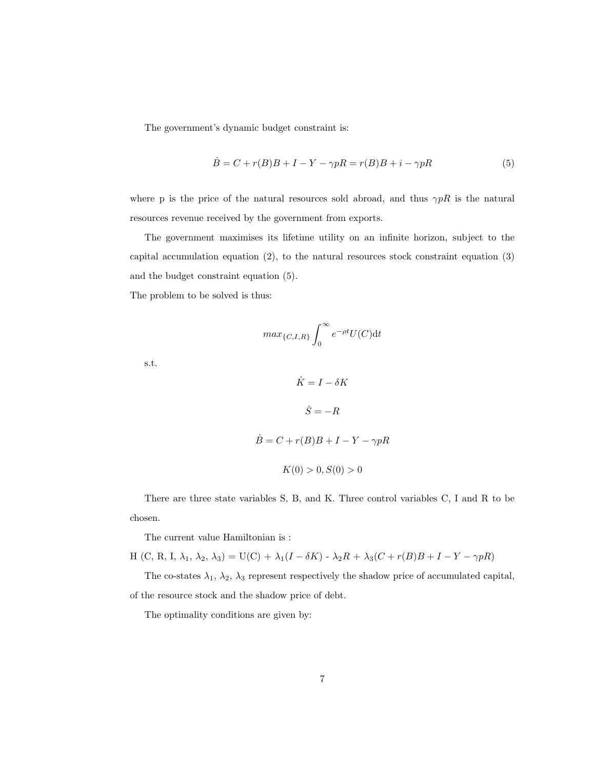The government's dynamic budget constraint is:

$$\dot{B} = C + r(B)B + I - Y - \gamma pR = r(B)B + i - \gamma pR \tag{5}$$

where p is the price of the natural resources sold abroad, and thus $\gamma pR$ is the natural resources revenue received by the government from exports.

The government maximises its lifetime utility on an infinite horizon, subject to the capital accumulation equation (2), to the natural resources stock constraint equation (3) and the budget constraint equation (5).

The problem to be solved is thus:

$$max_{\{C,I,R\}} \int_0^\infty e^{-\rho t} U(C) \mathrm{d}t$$

s.t.

$$\dot{K} = I - \delta K$$

$$\dot{S} = -R$$

$$\dot{B} = C + r(B)B + I - Y - \gamma pR$$

$$K(0) > 0, S(0) > 0$$

There are three state variables S, B, and K. Three control variables C, I and R to be chosen.

The current value Hamiltonian is :

H (C, R, I, $\lambda_1$, $\lambda_2$, $\lambda_3$) = U(C) + $\lambda_1(I - \delta K)$ - $\lambda_2 R$ + $\lambda_3(C + r(B)B + I - Y - \gamma pR)$

The co-states $\lambda_1$, $\lambda_2$, $\lambda_3$ represent respectively the shadow price of accumulated capital, of the resource stock and the shadow price of debt.

The optimality conditions are given by: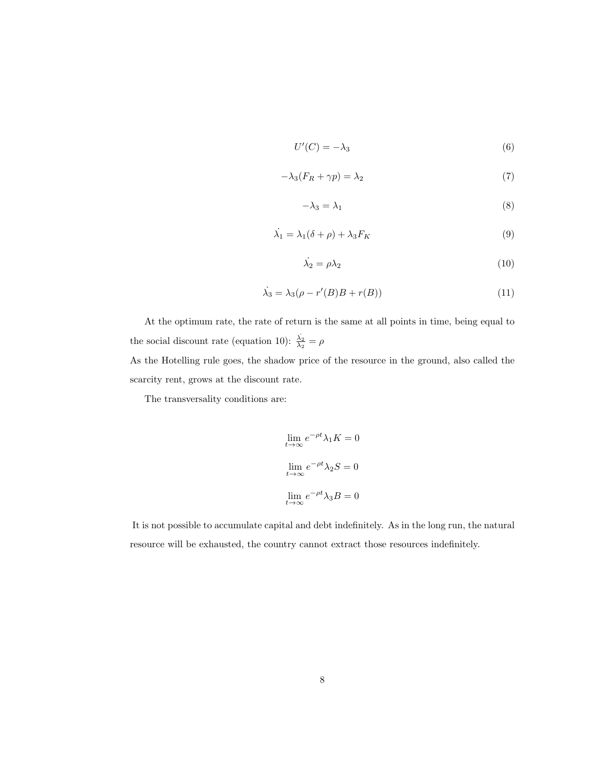$$U'(C) = -\lambda_3 \tag{6}$$

$$-\lambda_3(F_R + \gamma p) = \lambda_2 \tag{7}$$

$$-\lambda_3 = \lambda_1 \tag{8}$$

$$\dot{\lambda_1} = \lambda_1(\delta + \rho) + \lambda_3 F_K \tag{9}$$

$$\dot{\lambda_2} = \rho\lambda_2 \tag{10}$$

$$\dot{\lambda_3} = \lambda_3(\rho - r'(B)B + r(B)) \tag{11}$$

At the optimum rate, the rate of return is the same at all points in time, being equal to the social discount rate (equation 10): $\frac{\dot{\lambda_2}}{\lambda_2} = \rho$
As the Hotelling rule goes, the shadow price of the resource in the ground, also called the scarcity rent, grows at the discount rate.

The transversality conditions are:

$$\lim_{t \to \infty} e^{-\rho t}\lambda_1 K = 0$$

$$\lim_{t \to \infty} e^{-\rho t}\lambda_2 S = 0$$

$$\lim_{t \to \infty} e^{-\rho t}\lambda_3 B = 0$$

It is not possible to accumulate capital and debt indefinitely. As in the long run, the natural resource will be exhausted, the country cannot extract those resources indefinitely.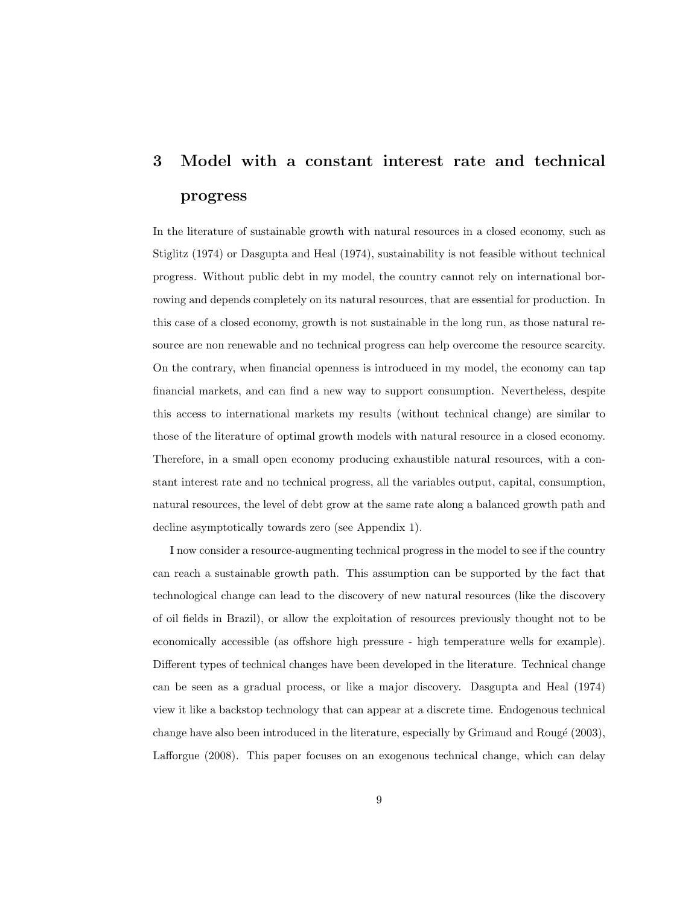# 3 Model with a constant interest rate and technical progress

In the literature of sustainable growth with natural resources in a closed economy, such as Stiglitz (1974) or Dasgupta and Heal (1974), sustainability is not feasible without technical progress. Without public debt in my model, the country cannot rely on international borrowing and depends completely on its natural resources, that are essential for production. In this case of a closed economy, growth is not sustainable in the long run, as those natural resource are non renewable and no technical progress can help overcome the resource scarcity. On the contrary, when financial openness is introduced in my model, the economy can tap financial markets, and can find a new way to support consumption. Nevertheless, despite this access to international markets my results (without technical change) are similar to those of the literature of optimal growth models with natural resource in a closed economy. Therefore, in a small open economy producing exhaustible natural resources, with a constant interest rate and no technical progress, all the variables output, capital, consumption, natural resources, the level of debt grow at the same rate along a balanced growth path and decline asymptotically towards zero (see Appendix 1).

I now consider a resource-augmenting technical progress in the model to see if the country can reach a sustainable growth path. This assumption can be supported by the fact that technological change can lead to the discovery of new natural resources (like the discovery of oil fields in Brazil), or allow the exploitation of resources previously thought not to be economically accessible (as offshore high pressure - high temperature wells for example). Different types of technical changes have been developed in the literature. Technical change can be seen as a gradual process, or like a major discovery. Dasgupta and Heal (1974) view it like a backstop technology that can appear at a discrete time. Endogenous technical change have also been introduced in the literature, especially by Grimaud and Rougé (2003), Lafforgue (2008). This paper focuses on an exogenous technical change, which can delay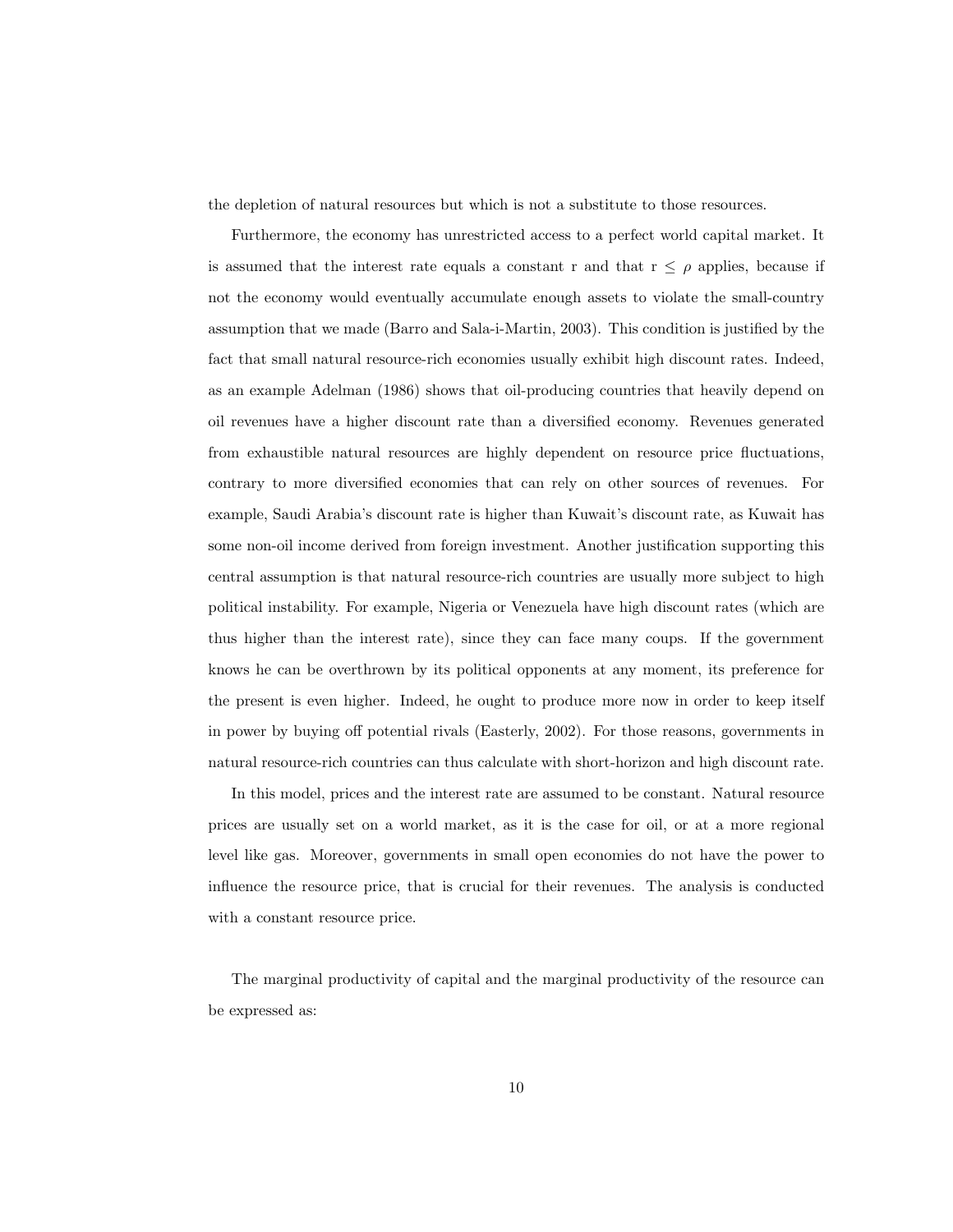the depletion of natural resources but which is not a substitute to those resources.

Furthermore, the economy has unrestricted access to a perfect world capital market. It is assumed that the interest rate equals a constant r and that $r \leq \rho$ applies, because if not the economy would eventually accumulate enough assets to violate the small-country assumption that we made (Barro and Sala-i-Martin, 2003). This condition is justified by the fact that small natural resource-rich economies usually exhibit high discount rates. Indeed, as an example Adelman (1986) shows that oil-producing countries that heavily depend on oil revenues have a higher discount rate than a diversified economy. Revenues generated from exhaustible natural resources are highly dependent on resource price fluctuations, contrary to more diversified economies that can rely on other sources of revenues. For example, Saudi Arabia's discount rate is higher than Kuwait's discount rate, as Kuwait has some non-oil income derived from foreign investment. Another justification supporting this central assumption is that natural resource-rich countries are usually more subject to high political instability. For example, Nigeria or Venezuela have high discount rates (which are thus higher than the interest rate), since they can face many coups. If the government knows he can be overthrown by its political opponents at any moment, its preference for the present is even higher. Indeed, he ought to produce more now in order to keep itself in power by buying off potential rivals (Easterly, 2002). For those reasons, governments in natural resource-rich countries can thus calculate with short-horizon and high discount rate.

In this model, prices and the interest rate are assumed to be constant. Natural resource prices are usually set on a world market, as it is the case for oil, or at a more regional level like gas. Moreover, governments in small open economies do not have the power to influence the resource price, that is crucial for their revenues. The analysis is conducted with a constant resource price.

The marginal productivity of capital and the marginal productivity of the resource can be expressed as: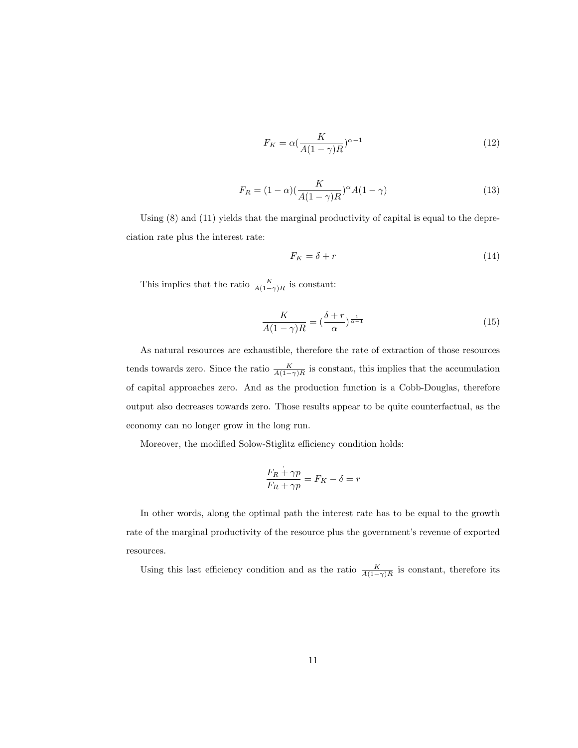$$F_K = \alpha(\frac{K}{A(1-\gamma)R})^{\alpha-1} \tag{12}$$

$$F_R = (1-\alpha)(\frac{K}{A(1-\gamma)R})^{\alpha}A(1-\gamma) \tag{13}$$

Using (8) and (11) yields that the marginal productivity of capital is equal to the depreciation rate plus the interest rate:

$$F_K = \delta + r \tag{14}$$

This implies that the ratio $\frac{K}{A(1-\gamma)R}$ is constant:

$$\frac{K}{A(1-\gamma)R} = (\frac{\delta + r}{\alpha})^{\frac{1}{\alpha-1}} \tag{15}$$

As natural resources are exhaustible, therefore the rate of extraction of those resources tends towards zero. Since the ratio $\frac{K}{A(1-\gamma)R}$ is constant, this implies that the accumulation of capital approaches zero. And as the production function is a Cobb-Douglas, therefore output also decreases towards zero. Those results appear to be quite counterfactual, as the economy can no longer grow in the long run.

Moreover, the modified Solow-Stiglitz efficiency condition holds:

$$\frac{\dot{\overline{F_R + \gamma p}}}{F_R + \gamma p} = F_K - \delta = r$$

In other words, along the optimal path the interest rate has to be equal to the growth rate of the marginal productivity of the resource plus the government's revenue of exported resources.

Using this last efficiency condition and as the ratio $\frac{K}{A(1-\gamma)R}$ is constant, therefore its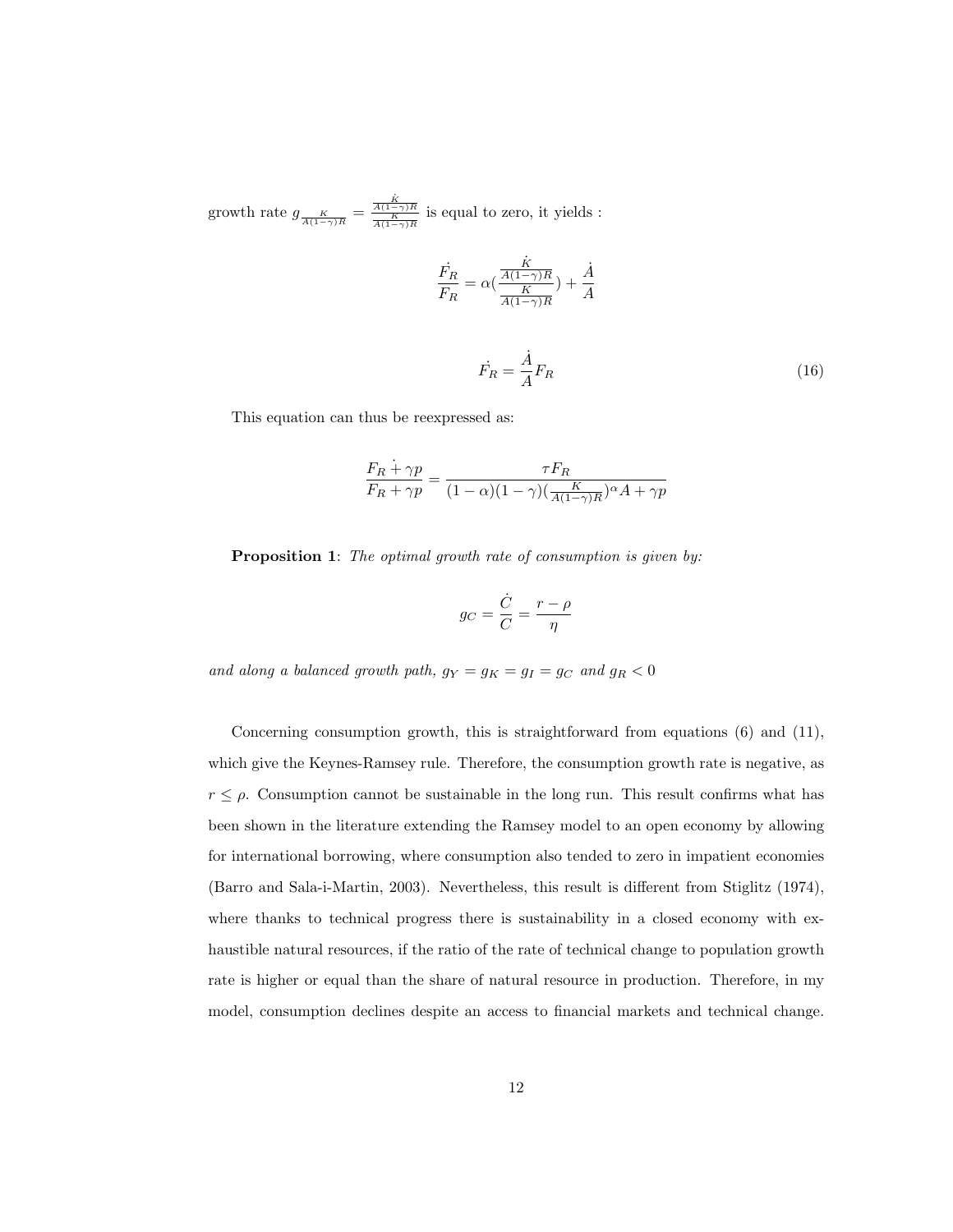growth rate $g_{\frac{K}{A(1-\gamma)R}} = \frac{\frac{\dot{K}}{A(1-\gamma)R}}{\frac{K}{A(1-\gamma)R}}$ is equal to zero, it yields :

$$\frac{\dot{F_R}}{F_R} = \alpha(\frac{\frac{\dot{K}}{A(1-\gamma)R}}{\frac{K}{A(1-\gamma)R}}) + \frac{\dot{A}}{A}$$

$$\dot{F_R} = \frac{\dot{A}}{A} F_R \tag{16}$$

This equation can thus be reexpressed as:

$$\frac{F_R \dot{+} \gamma p}{F_R + \gamma p} = \frac{\tau F_R}{(1-\alpha)(1-\gamma)(\frac{K}{A(1-\gamma)R})^{\alpha} A + \gamma p}$$

**Proposition 1**: *The optimal growth rate of consumption is given by:*

$$g_C = \frac{\dot{C}}{C} = \frac{r - \rho}{\eta}$$

*and along a balanced growth path,* $g_Y = g_K = g_I = g_C$ *and* $g_R < 0$

Concerning consumption growth, this is straightforward from equations (6) and (11), which give the Keynes-Ramsey rule. Therefore, the consumption growth rate is negative, as $r \leq \rho$. Consumption cannot be sustainable in the long run. This result confirms what has been shown in the literature extending the Ramsey model to an open economy by allowing for international borrowing, where consumption also tended to zero in impatient economies (Barro and Sala-i-Martin, 2003). Nevertheless, this result is different from Stiglitz (1974), where thanks to technical progress there is sustainability in a closed economy with exhaustible natural resources, if the ratio of the rate of technical change to population growth rate is higher or equal than the share of natural resource in production. Therefore, in my model, consumption declines despite an access to financial markets and technical change.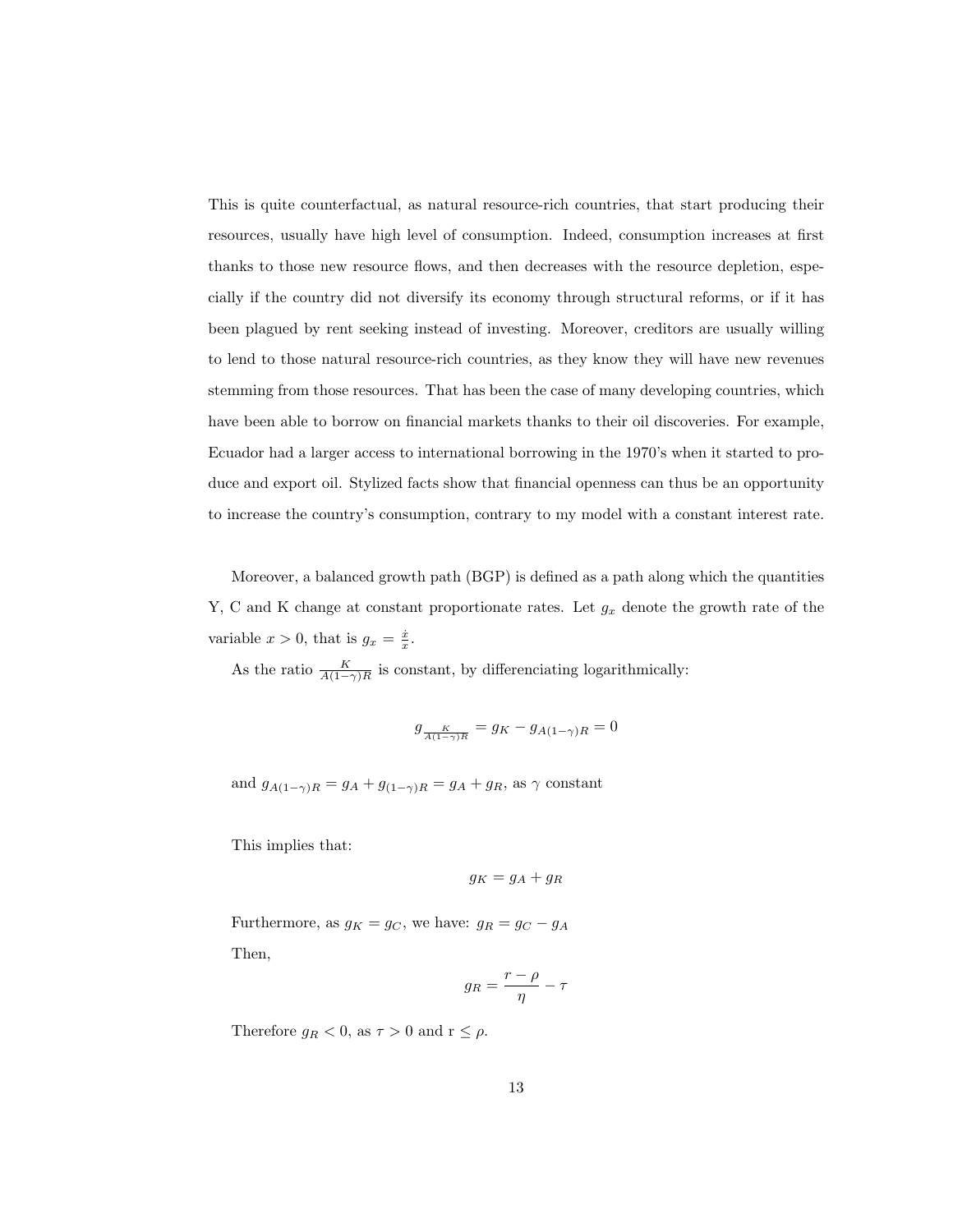This is quite counterfactual, as natural resource-rich countries, that start producing their resources, usually have high level of consumption. Indeed, consumption increases at first thanks to those new resource flows, and then decreases with the resource depletion, especially if the country did not diversify its economy through structural reforms, or if it has been plagued by rent seeking instead of investing. Moreover, creditors are usually willing to lend to those natural resource-rich countries, as they know they will have new revenues stemming from those resources. That has been the case of many developing countries, which have been able to borrow on financial markets thanks to their oil discoveries. For example, Ecuador had a larger access to international borrowing in the 1970's when it started to produce and export oil. Stylized facts show that financial openness can thus be an opportunity to increase the country's consumption, contrary to my model with a constant interest rate.

Moreover, a balanced growth path (BGP) is defined as a path along which the quantities Y, C and K change at constant proportionate rates. Let $g_x$ denote the growth rate of the variable $x > 0$, that is $g_x = \frac{\dot{x}}{x}$.

As the ratio $\frac{K}{A(1-\gamma)R}$ is constant, by differenciating logarithmically:

$$g_{\frac{K}{A(1-\gamma)R}} = g_K - g_{A(1-\gamma)R} = 0$$

and $g_{A(1-\gamma)R} = g_A + g_{(1-\gamma)R} = g_A + g_R$, as $\gamma$ constant

This implies that:

$$g_K = g_A + g_R$$

Furthermore, as $g_K = g_C$, we have: $g_R = g_C - g_A$

Then,

$$g_R = \frac{r - \rho}{\eta} - \tau$$

Therefore $g_R < 0$, as $\tau > 0$ and r $\leq \rho$.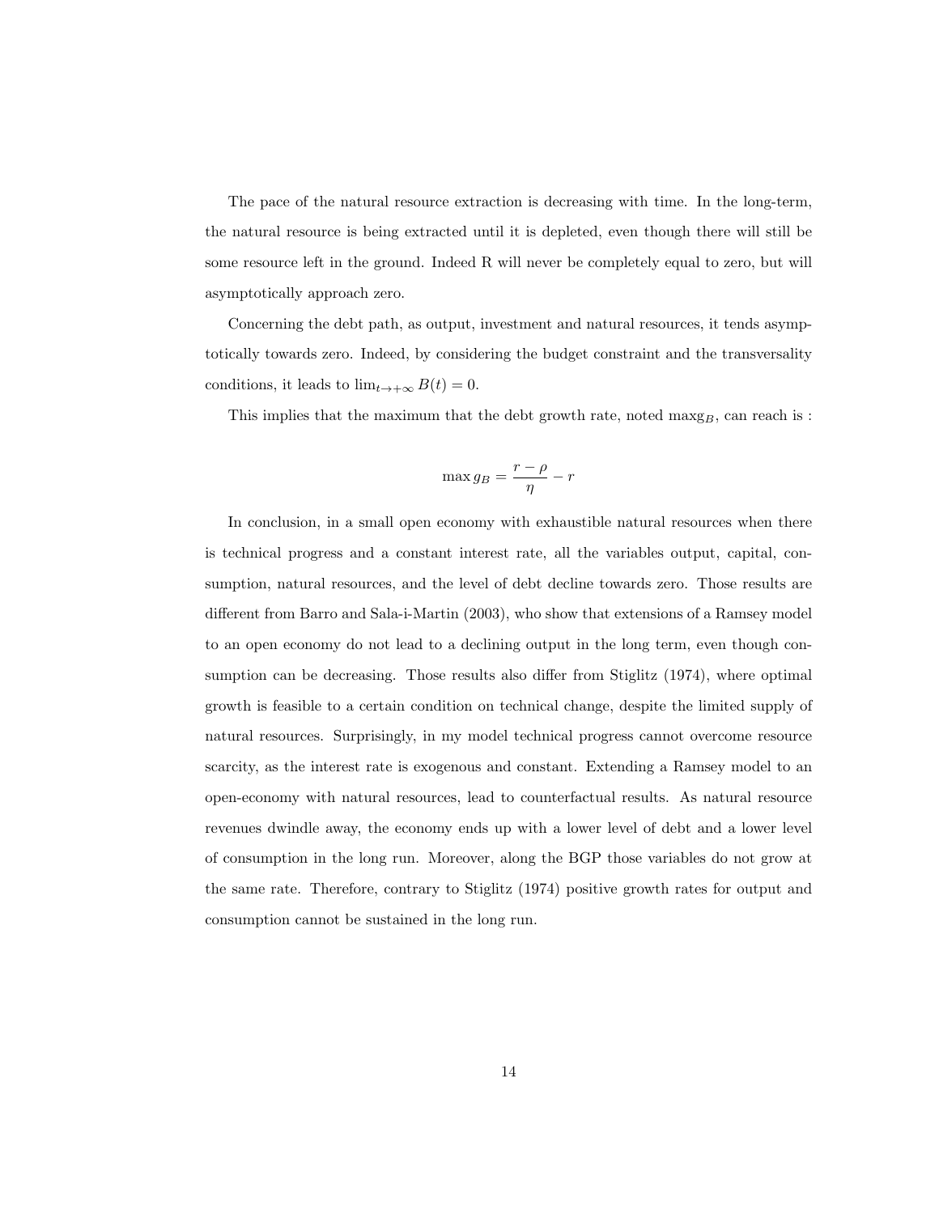The pace of the natural resource extraction is decreasing with time. In the long-term, the natural resource is being extracted until it is depleted, even though there will still be some resource left in the ground. Indeed R will never be completely equal to zero, but will asymptotically approach zero.

Concerning the debt path, as output, investment and natural resources, it tends asymptotically towards zero. Indeed, by considering the budget constraint and the transversality conditions, it leads to $\lim_{t\to+\infty} B(t) = 0$.

This implies that the maximum that the debt growth rate, noted $\max g_B$, can reach is :

$$\max g_B = \frac{r-\rho}{\eta} - r$$

In conclusion, in a small open economy with exhaustible natural resources when there is technical progress and a constant interest rate, all the variables output, capital, consumption, natural resources, and the level of debt decline towards zero. Those results are different from Barro and Sala-i-Martin (2003), who show that extensions of a Ramsey model to an open economy do not lead to a declining output in the long term, even though consumption can be decreasing. Those results also differ from Stiglitz (1974), where optimal growth is feasible to a certain condition on technical change, despite the limited supply of natural resources. Surprisingly, in my model technical progress cannot overcome resource scarcity, as the interest rate is exogenous and constant. Extending a Ramsey model to an open-economy with natural resources, lead to counterfactual results. As natural resource revenues dwindle away, the economy ends up with a lower level of debt and a lower level of consumption in the long run. Moreover, along the BGP those variables do not grow at the same rate. Therefore, contrary to Stiglitz (1974) positive growth rates for output and consumption cannot be sustained in the long run.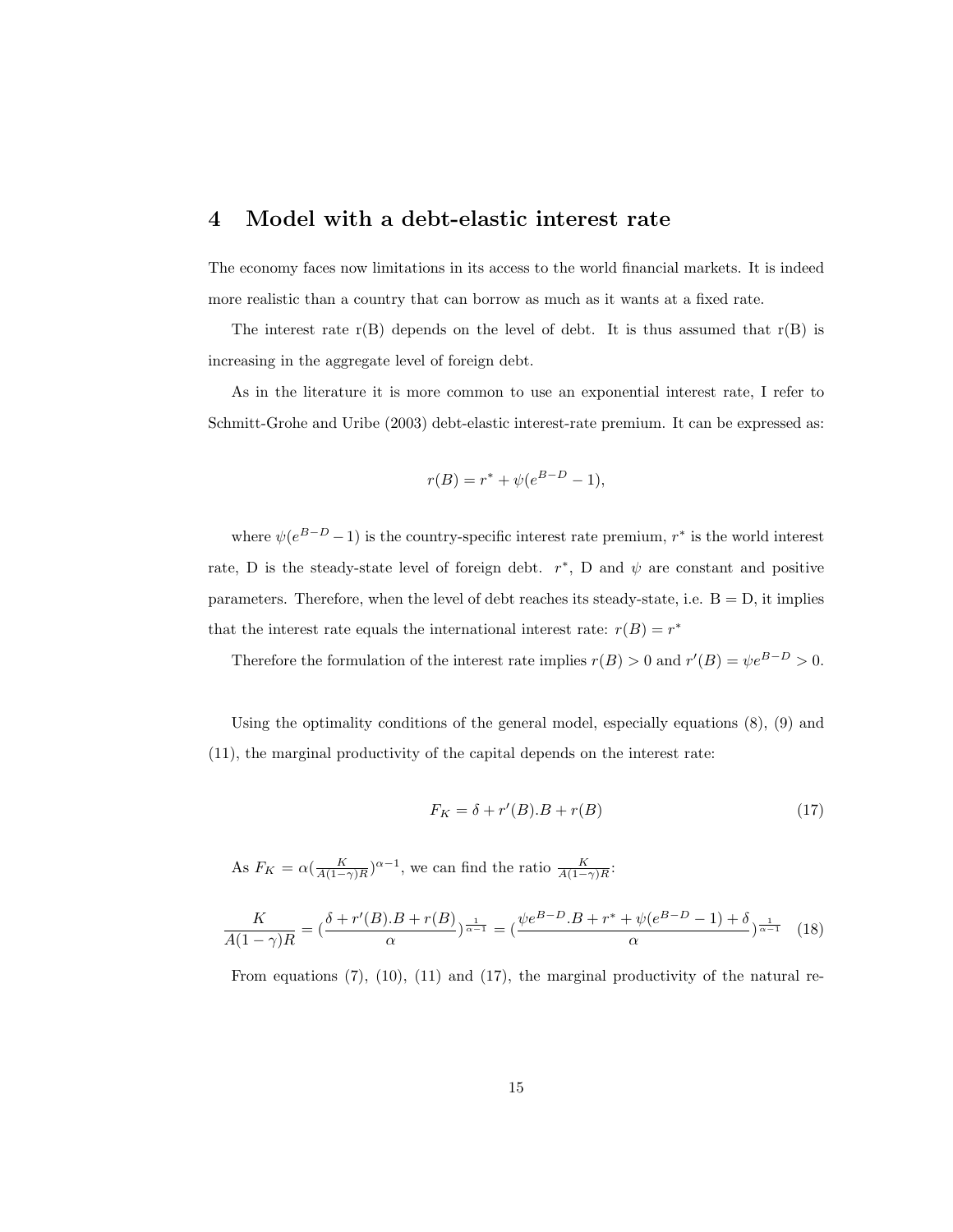## 4 Model with a debt-elastic interest rate

The economy faces now limitations in its access to the world financial markets. It is indeed more realistic than a country that can borrow as much as it wants at a fixed rate.

The interest rate r(B) depends on the level of debt. It is thus assumed that r(B) is increasing in the aggregate level of foreign debt.

As in the literature it is more common to use an exponential interest rate, I refer to Schmitt-Grohe and Uribe (2003) debt-elastic interest-rate premium. It can be expressed as:

$$r(B) = r^* + \psi(e^{B-D} - 1),$$

where $\psi(e^{B-D} - 1)$ is the country-specific interest rate premium, $r^*$ is the world interest rate, D is the steady-state level of foreign debt. $r^*$, D and $\psi$ are constant and positive parameters. Therefore, when the level of debt reaches its steady-state, i.e. B = D, it implies that the interest rate equals the international interest rate: $r(B) = r^*$

Therefore the formulation of the interest rate implies $r(B) > 0$ and $r'(B) = \psi e^{B-D} > 0$.

Using the optimality conditions of the general model, especially equations (8), (9) and (11), the marginal productivity of the capital depends on the interest rate:

$$F_K = \delta + r'(B).B + r(B) \tag{17}$$

As $F_K = \alpha(\frac{K}{A(1-\gamma)R})^{\alpha-1}$, we can find the ratio $\frac{K}{A(1-\gamma)R}$:

$$\frac{K}{A(1-\gamma)R} = (\frac{\delta + r'(B).B + r(B)}{\alpha})^{\frac{1}{\alpha-1}} = (\frac{\psi e^{B-D}.B + r^* + \psi(e^{B-D} - 1) + \delta}{\alpha})^{\frac{1}{\alpha-1}} \tag{18}$$

From equations (7), (10), (11) and (17), the marginal productivity of the natural re-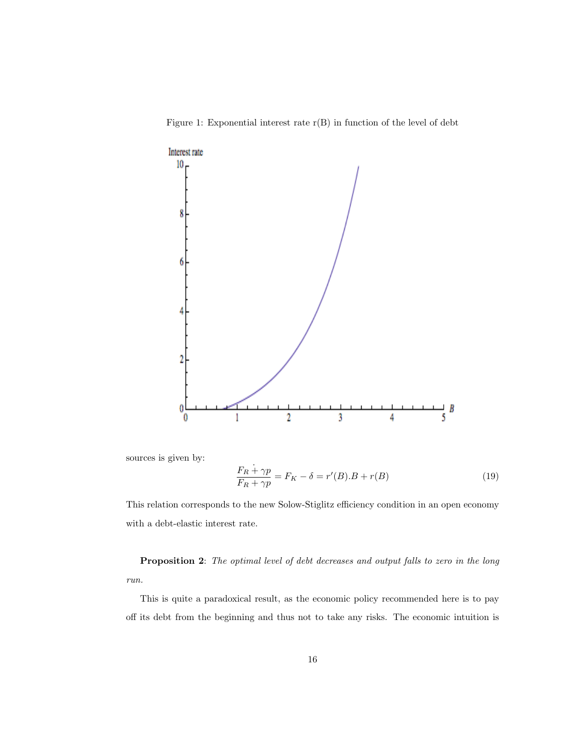Figure 1: Exponential interest rate r(B) in function of the level of debt

sources is given by:

$$\frac{\dot{\overline{F_R + \gamma p}}}{F_R + \gamma p} = F_K - \delta = r'(B).B + r(B) \tag{19}$$

This relation corresponds to the new Solow-Stiglitz efficiency condition in an open economy with a debt-elastic interest rate.

**Proposition 2**: *The optimal level of debt decreases and output falls to zero in the long run.*

This is quite a paradoxical result, as the economic policy recommended here is to pay off its debt from the beginning and thus not to take any risks. The economic intuition is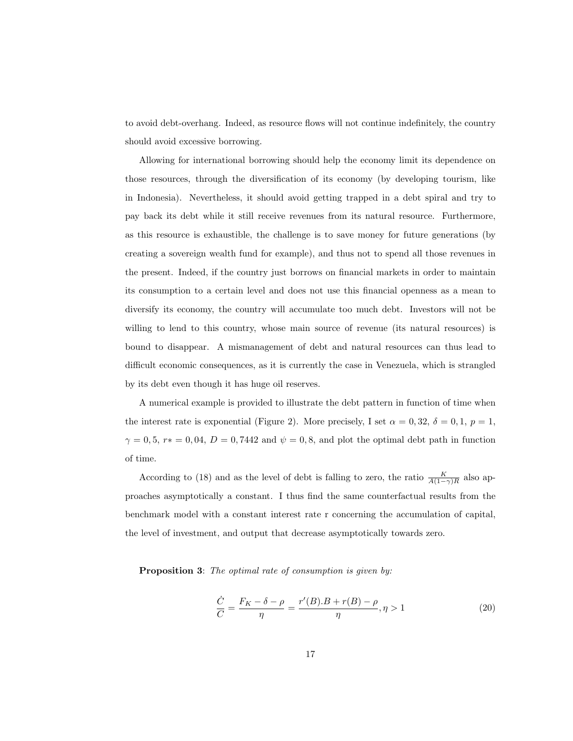to avoid debt-overhang. Indeed, as resource flows will not continue indefinitely, the country should avoid excessive borrowing.

Allowing for international borrowing should help the economy limit its dependence on those resources, through the diversification of its economy (by developing tourism, like in Indonesia). Nevertheless, it should avoid getting trapped in a debt spiral and try to pay back its debt while it still receive revenues from its natural resource. Furthermore, as this resource is exhaustible, the challenge is to save money for future generations (by creating a sovereign wealth fund for example), and thus not to spend all those revenues in the present. Indeed, if the country just borrows on financial markets in order to maintain its consumption to a certain level and does not use this financial openness as a mean to diversify its economy, the country will accumulate too much debt. Investors will not be willing to lend to this country, whose main source of revenue (its natural resources) is bound to disappear. A mismanagement of debt and natural resources can thus lead to difficult economic consequences, as it is currently the case in Venezuela, which is strangled by its debt even though it has huge oil reserves.

A numerical example is provided to illustrate the debt pattern in function of time when the interest rate is exponential (Figure 2). More precisely, I set $\alpha = 0,32$, $\delta = 0,1$, $p = 1$, $\gamma = 0,5$, $r* = 0,04$, $D = 0,7442$ and $\psi = 0,8$, and plot the optimal debt path in function of time.

According to (18) and as the level of debt is falling to zero, the ratio $\frac{K}{A(1-\gamma)R}$ also approaches asymptotically a constant. I thus find the same counterfactual results from the benchmark model with a constant interest rate r concerning the accumulation of capital, the level of investment, and output that decrease asymptotically towards zero.

**Proposition 3**: *The optimal rate of consumption is given by:*

$$\frac{\dot{C}}{C} = \frac{F_K - \delta - \rho}{\eta} = \frac{r'(B).B + r(B) - \rho}{\eta}, \eta > 1 \tag{20}$$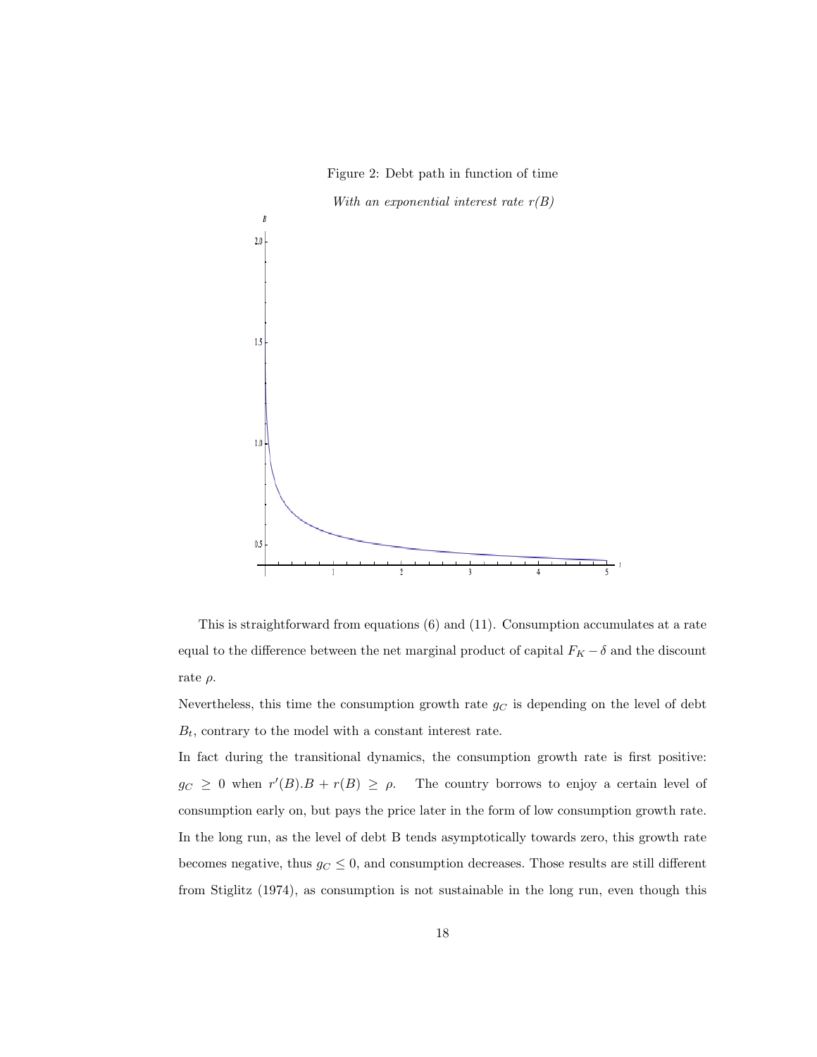Figure 2: Debt path in function of time

*With an exponential interest rate r(B)*

This is straightforward from equations (6) and (11). Consumption accumulates at a rate equal to the difference between the net marginal product of capital $F_K - \delta$ and the discount rate $\rho$.

Nevertheless, this time the consumption growth rate $g_C$ is depending on the level of debt $B_t$, contrary to the model with a constant interest rate.

In fact during the transitional dynamics, the consumption growth rate is first positive: $g_C \geq 0$ when $r'(B).B + r(B) \geq \rho$. The country borrows to enjoy a certain level of consumption early on, but pays the price later in the form of low consumption growth rate. In the long run, as the level of debt B tends asymptotically towards zero, this growth rate becomes negative, thus $g_C \leq 0$, and consumption decreases. Those results are still different from Stiglitz (1974), as consumption is not sustainable in the long run, even though this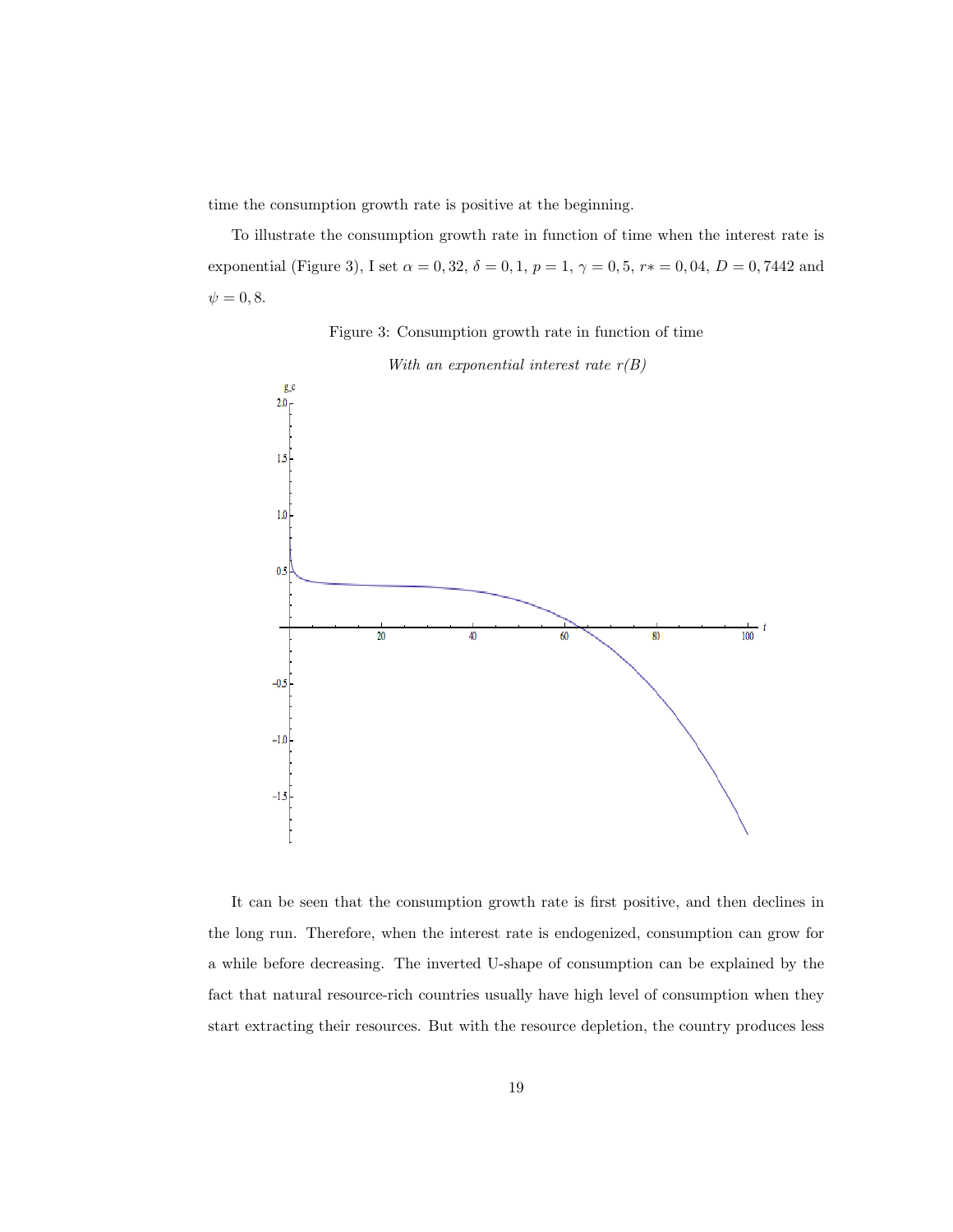time the consumption growth rate is positive at the beginning.

To illustrate the consumption growth rate in function of time when the interest rate is exponential (Figure 3), I set $\alpha = 0,32$, $\delta = 0,1$, $p = 1$, $\gamma = 0,5$, $r* = 0,04$, $D = 0,7442$ and $\psi = 0,8$.

Figure 3: Consumption growth rate in function of time

*With an exponential interest rate r(B)*

It can be seen that the consumption growth rate is first positive, and then declines in the long run. Therefore, when the interest rate is endogenized, consumption can grow for a while before decreasing. The inverted U-shape of consumption can be explained by the fact that natural resource-rich countries usually have high level of consumption when they start extracting their resources. But with the resource depletion, the country produces less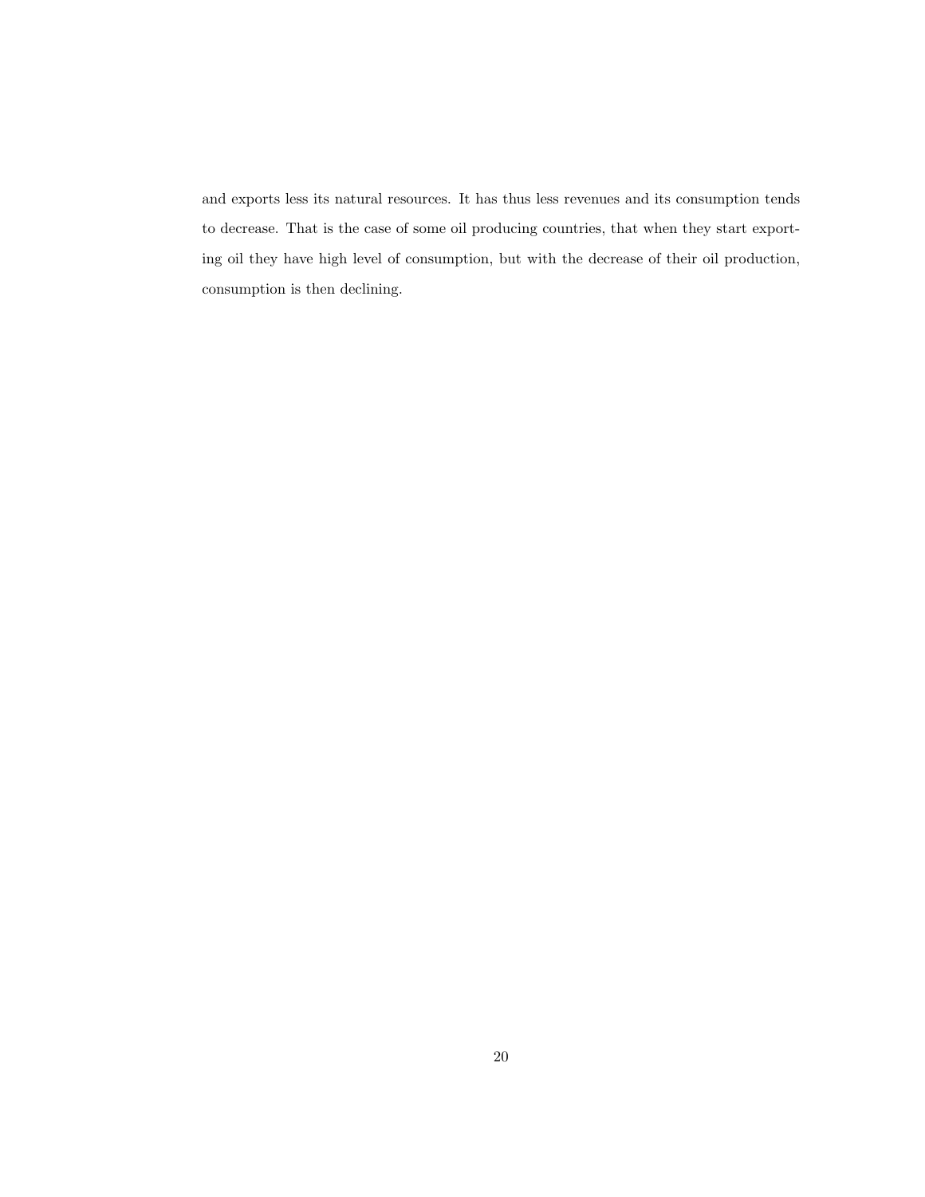and exports less its natural resources. It has thus less revenues and its consumption tends to decrease. That is the case of some oil producing countries, that when they start exporting oil they have high level of consumption, but with the decrease of their oil production, consumption is then declining.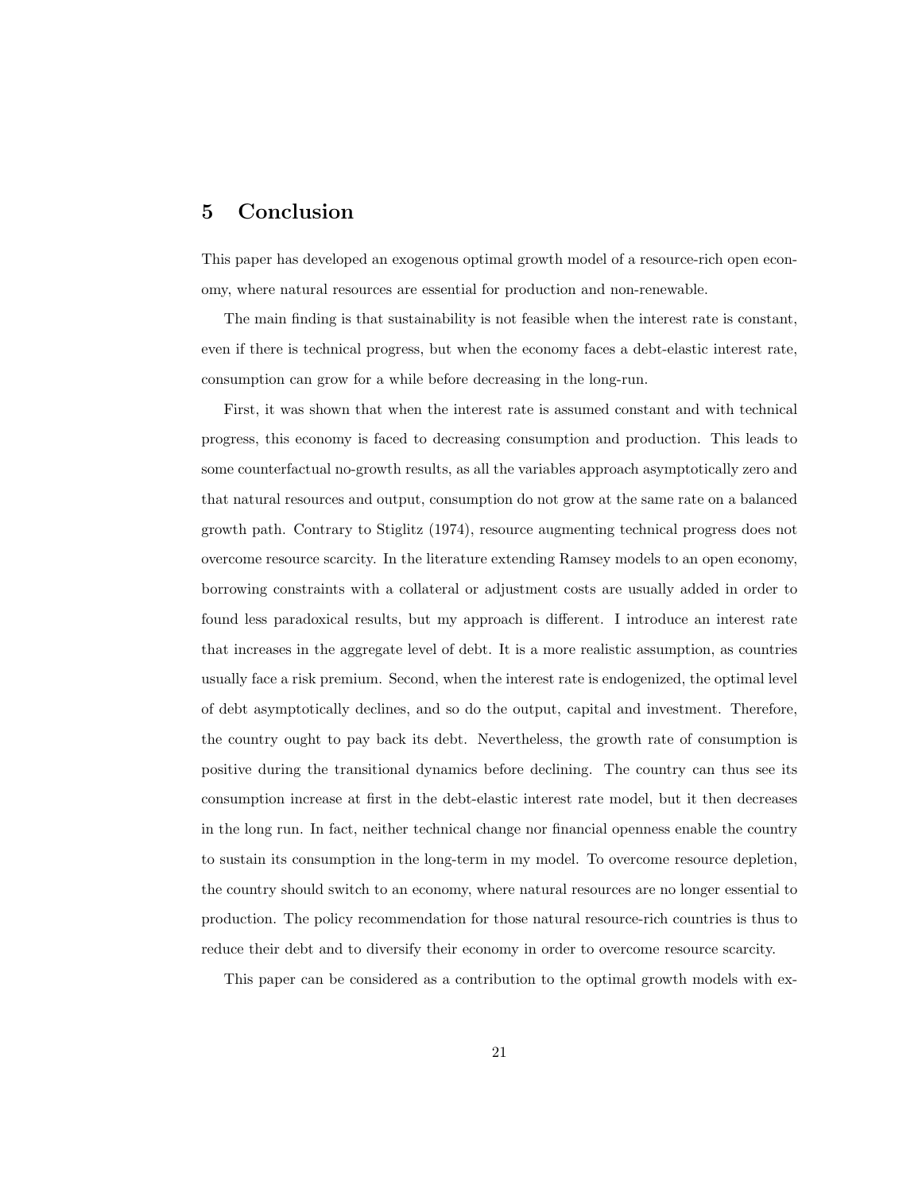## 5 Conclusion

This paper has developed an exogenous optimal growth model of a resource-rich open economy, where natural resources are essential for production and non-renewable.

The main finding is that sustainability is not feasible when the interest rate is constant, even if there is technical progress, but when the economy faces a debt-elastic interest rate, consumption can grow for a while before decreasing in the long-run.

First, it was shown that when the interest rate is assumed constant and with technical progress, this economy is faced to decreasing consumption and production. This leads to some counterfactual no-growth results, as all the variables approach asymptotically zero and that natural resources and output, consumption do not grow at the same rate on a balanced growth path. Contrary to Stiglitz (1974), resource augmenting technical progress does not overcome resource scarcity. In the literature extending Ramsey models to an open economy, borrowing constraints with a collateral or adjustment costs are usually added in order to found less paradoxical results, but my approach is different. I introduce an interest rate that increases in the aggregate level of debt. It is a more realistic assumption, as countries usually face a risk premium. Second, when the interest rate is endogenized, the optimal level of debt asymptotically declines, and so do the output, capital and investment. Therefore, the country ought to pay back its debt. Nevertheless, the growth rate of consumption is positive during the transitional dynamics before declining. The country can thus see its consumption increase at first in the debt-elastic interest rate model, but it then decreases in the long run. In fact, neither technical change nor financial openness enable the country to sustain its consumption in the long-term in my model. To overcome resource depletion, the country should switch to an economy, where natural resources are no longer essential to production. The policy recommendation for those natural resource-rich countries is thus to reduce their debt and to diversify their economy in order to overcome resource scarcity.

This paper can be considered as a contribution to the optimal growth models with ex-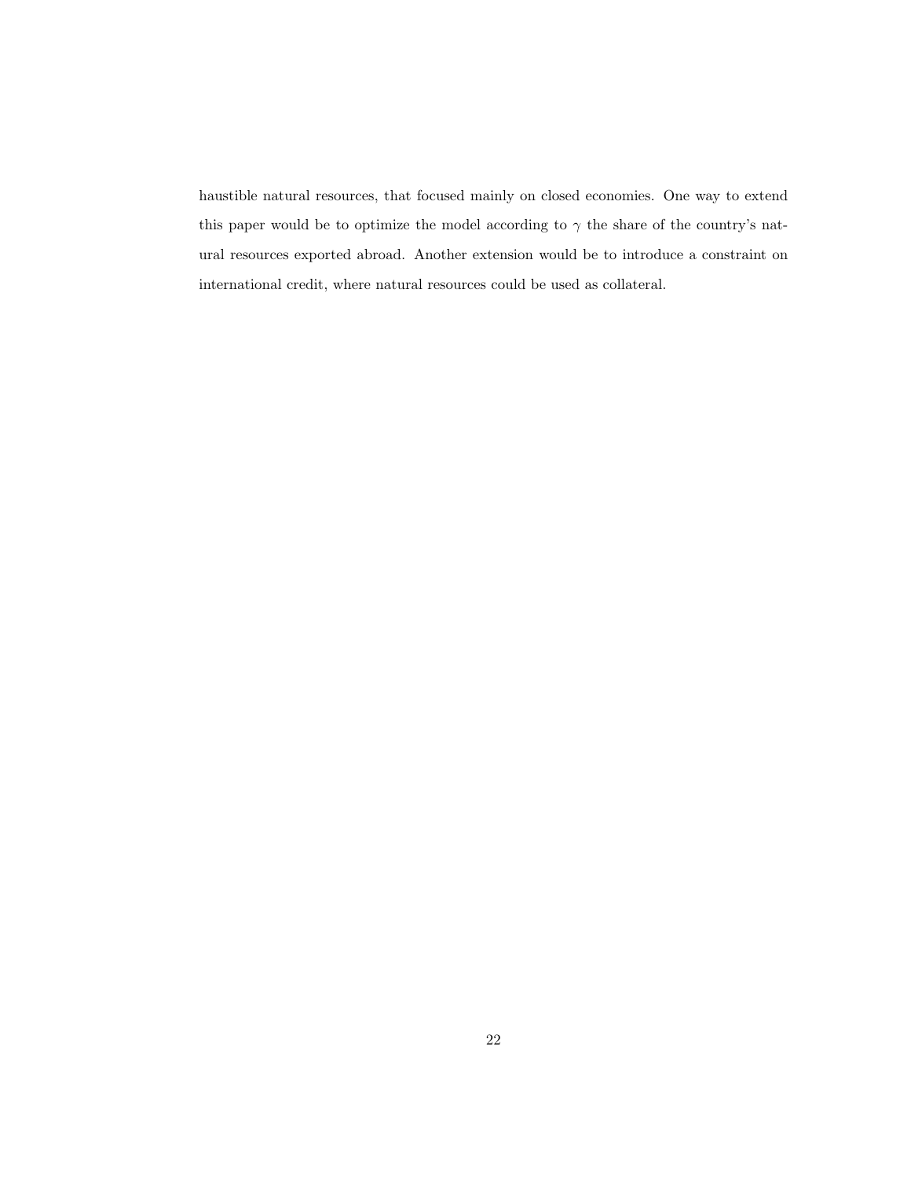haustible natural resources, that focused mainly on closed economies. One way to extend this paper would be to optimize the model according to $\gamma$ the share of the country's natural resources exported abroad. Another extension would be to introduce a constraint on international credit, where natural resources could be used as collateral.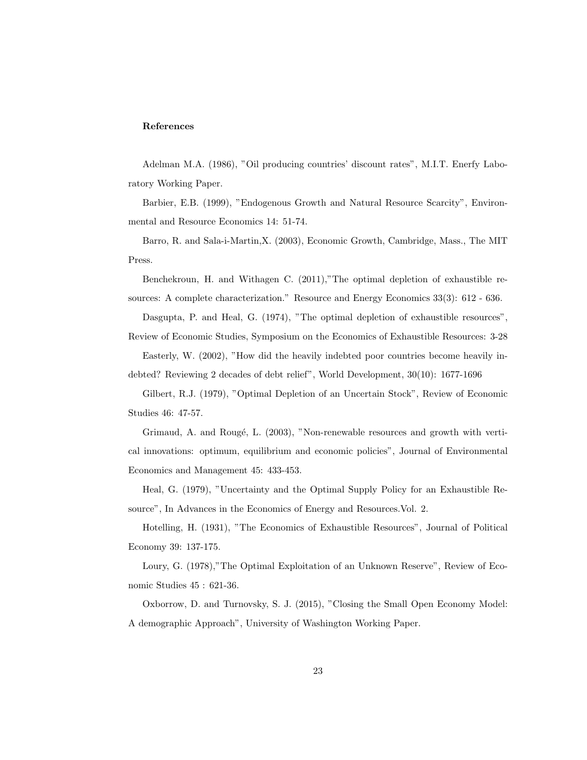**References**

Adelman M.A. (1986), "Oil producing countries' discount rates", M.I.T. Enerfy Laboratory Working Paper.

Barbier, E.B. (1999), "Endogenous Growth and Natural Resource Scarcity", Environmental and Resource Economics 14: 51-74.

Barro, R. and Sala-i-Martin,X. (2003), Economic Growth, Cambridge, Mass., The MIT Press.

Benchekroun, H. and Withagen C. (2011),"The optimal depletion of exhaustible resources: A complete characterization." Resource and Energy Economics 33(3): 612 - 636.

Dasgupta, P. and Heal, G. (1974), "The optimal depletion of exhaustible resources", Review of Economic Studies, Symposium on the Economics of Exhaustible Resources: 3-28

Easterly, W. (2002), "How did the heavily indebted poor countries become heavily indebted? Reviewing 2 decades of debt relief", World Development, 30(10): 1677-1696

Gilbert, R.J. (1979), "Optimal Depletion of an Uncertain Stock", Review of Economic Studies 46: 47-57.

Grimaud, A. and Rougé, L. (2003), "Non-renewable resources and growth with vertical innovations: optimum, equilibrium and economic policies", Journal of Environmental Economics and Management 45: 433-453.

Heal, G. (1979), "Uncertainty and the Optimal Supply Policy for an Exhaustible Resource", In Advances in the Economics of Energy and Resources.Vol. 2.

Hotelling, H. (1931), "The Economics of Exhaustible Resources", Journal of Political Economy 39: 137-175.

Loury, G. (1978),"The Optimal Exploitation of an Unknown Reserve", Review of Economic Studies 45 : 621-36.

Oxborrow, D. and Turnovsky, S. J. (2015), "Closing the Small Open Economy Model: A demographic Approach", University of Washington Working Paper.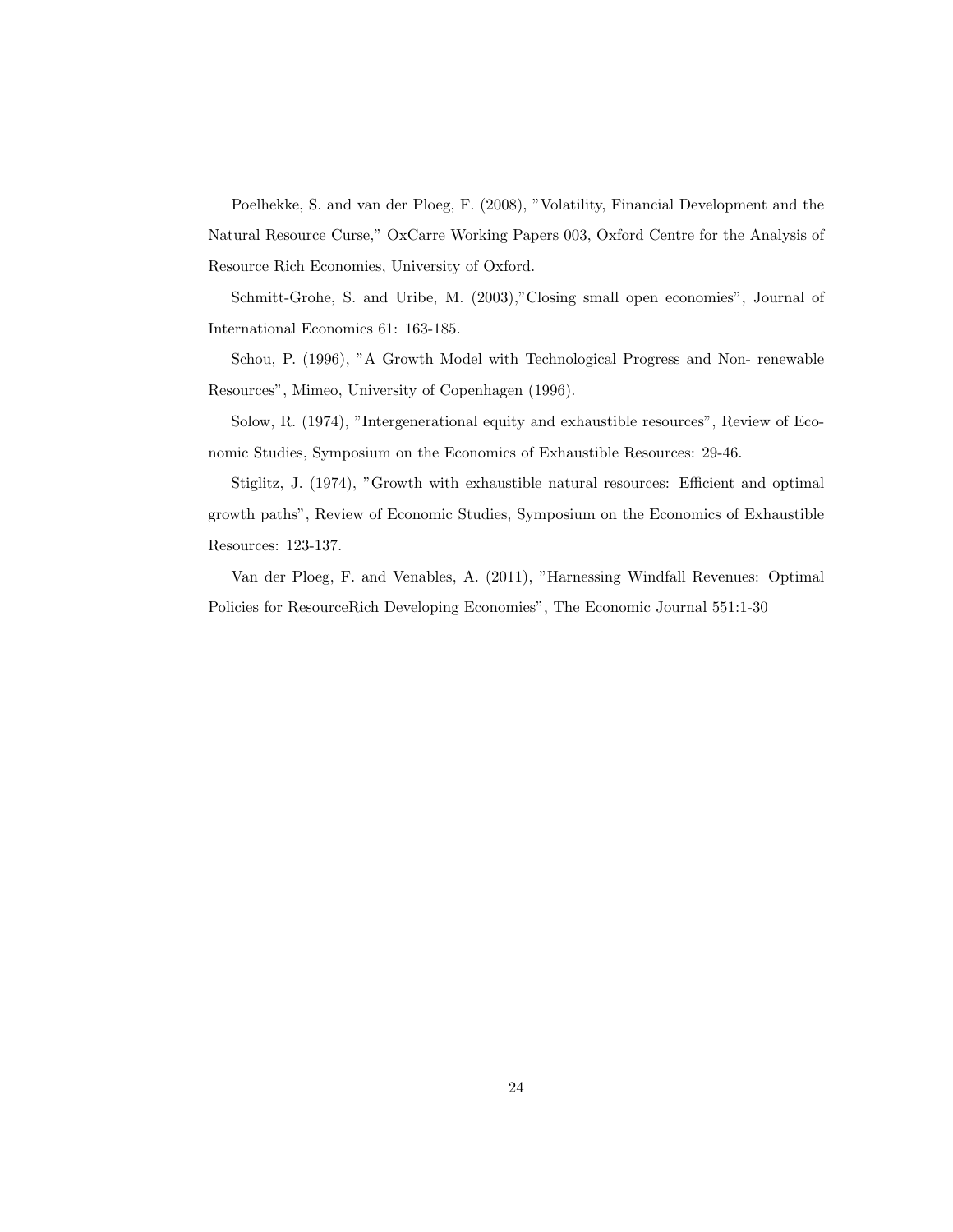Poelhekke, S. and van der Ploeg, F. (2008), "Volatility, Financial Development and the Natural Resource Curse," OxCarre Working Papers 003, Oxford Centre for the Analysis of Resource Rich Economies, University of Oxford.

Schmitt-Grohe, S. and Uribe, M. (2003),"Closing small open economies", Journal of International Economics 61: 163-185.

Schou, P. (1996), "A Growth Model with Technological Progress and Non- renewable Resources", Mimeo, University of Copenhagen (1996).

Solow, R. (1974), "Intergenerational equity and exhaustible resources", Review of Economic Studies, Symposium on the Economics of Exhaustible Resources: 29-46.

Stiglitz, J. (1974), "Growth with exhaustible natural resources: Efficient and optimal growth paths", Review of Economic Studies, Symposium on the Economics of Exhaustible Resources: 123-137.

Van der Ploeg, F. and Venables, A. (2011), "Harnessing Windfall Revenues: Optimal Policies for ResourceRich Developing Economies", The Economic Journal 551:1-30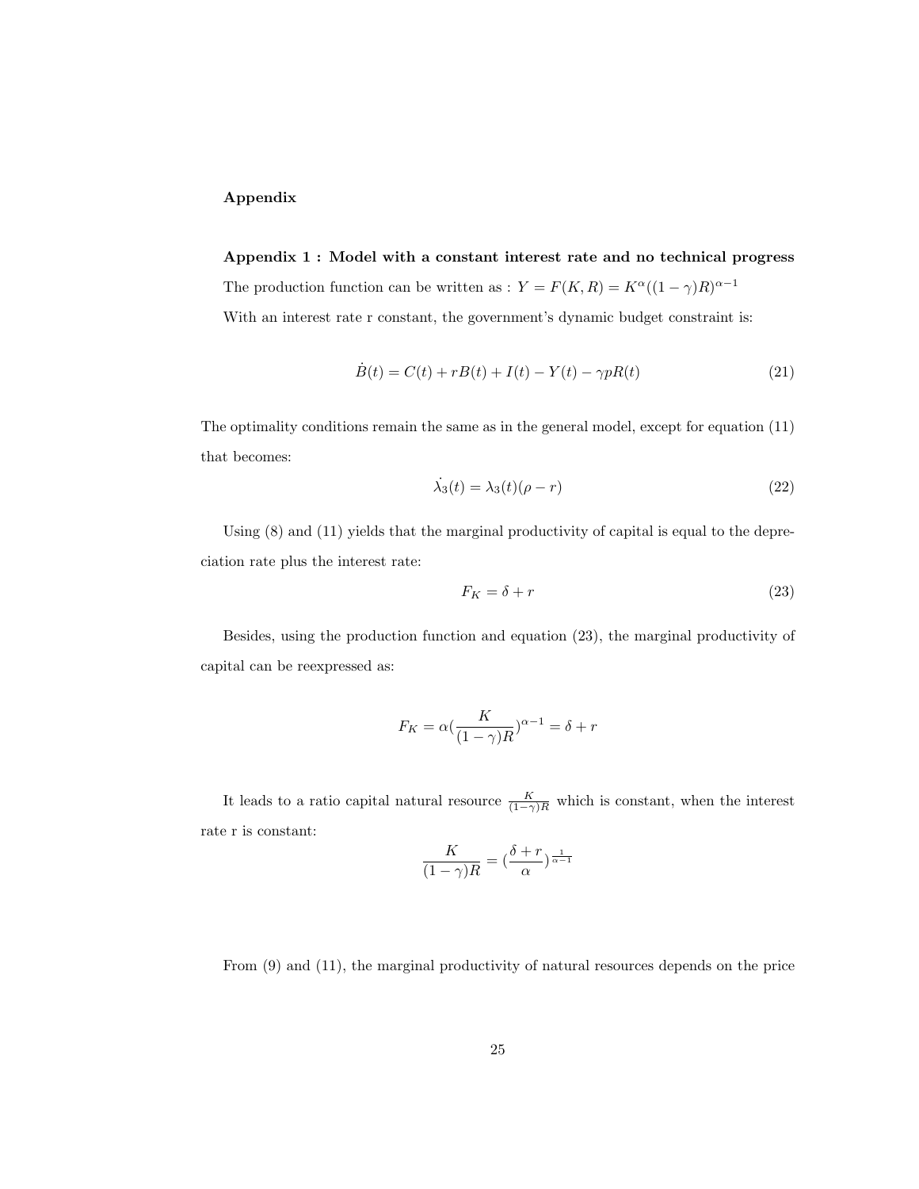**Appendix**

**Appendix 1 : Model with a constant interest rate and no technical progress**

The production function can be written as : $Y = F(K, R) = K^{\alpha}((1-\gamma)R)^{\alpha-1}$

With an interest rate r constant, the government's dynamic budget constraint is:

$$\dot{B}(t) = C(t) + rB(t) + I(t) - Y(t) - \gamma pR(t) \tag{21}$$

The optimality conditions remain the same as in the general model, except for equation (11) that becomes:

$$\dot{\lambda_3}(t) = \lambda_3(t)(\rho - r) \tag{22}$$

Using (8) and (11) yields that the marginal productivity of capital is equal to the depreciation rate plus the interest rate:

$$F_K = \delta + r \tag{23}$$

Besides, using the production function and equation (23), the marginal productivity of capital can be reexpressed as:

$$F_K = \alpha(\frac{K}{(1-\gamma)R})^{\alpha-1} = \delta + r$$

It leads to a ratio capital natural resource $\frac{K}{(1-\gamma)R}$ which is constant, when the interest rate r is constant:

$$\frac{K}{(1-\gamma)R} = (\frac{\delta + r}{\alpha})^{\frac{1}{\alpha-1}}$$

From (9) and (11), the marginal productivity of natural resources depends on the price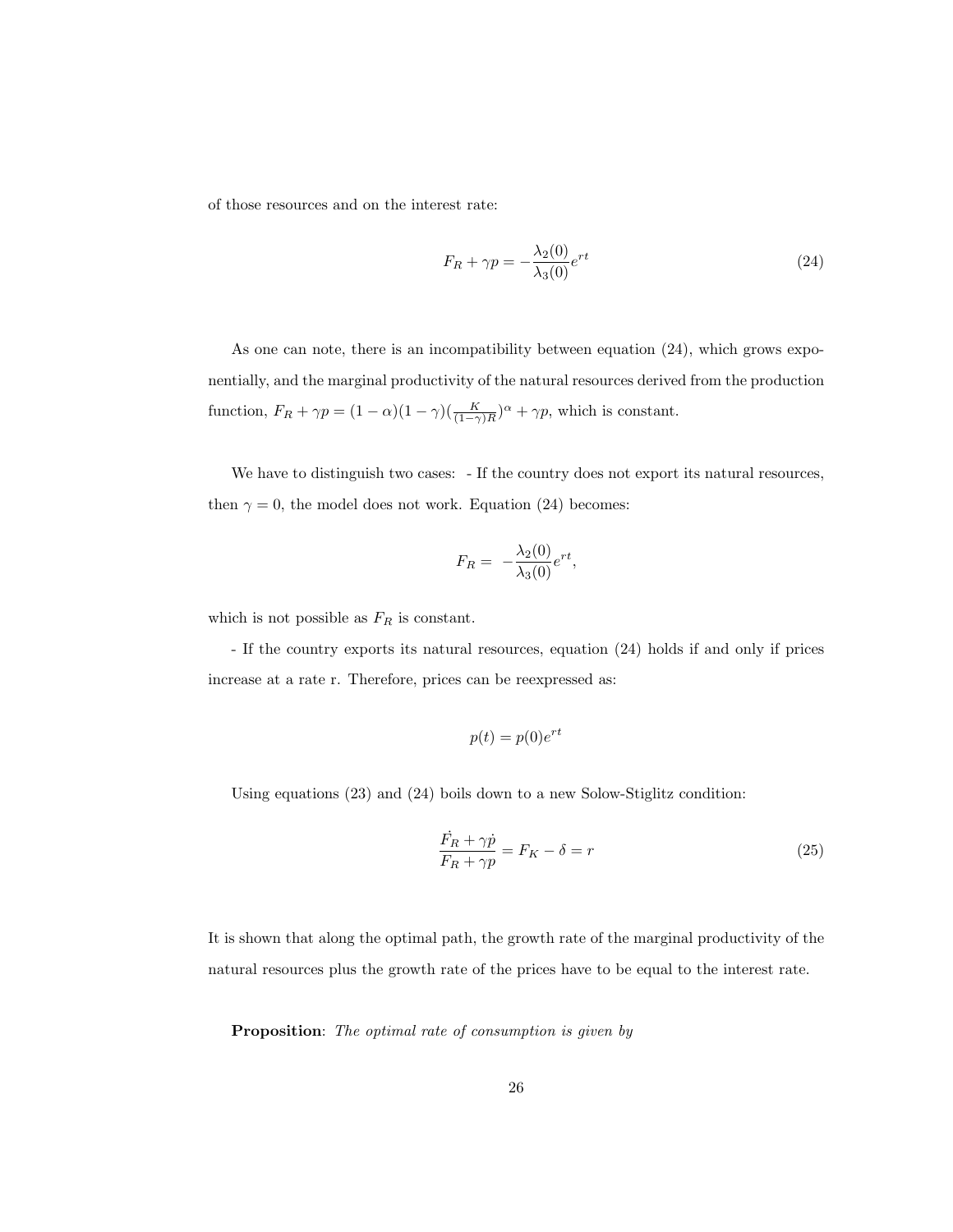of those resources and on the interest rate:

$$F_R + \gamma p = -\frac{\lambda_2(0)}{\lambda_3(0)} e^{rt} \tag{24}$$

As one can note, there is an incompatibility between equation (24), which grows exponentially, and the marginal productivity of the natural resources derived from the production function, $F_R + \gamma p = (1-\alpha)(1-\gamma)(\frac{K}{(1-\gamma)R})^{\alpha} + \gamma p$, which is constant.

We have to distinguish two cases: - If the country does not export its natural resources, then $\gamma = 0$, the model does not work. Equation (24) becomes:

$$F_R = -\frac{\lambda_2(0)}{\lambda_3(0)} e^{rt},$$

which is not possible as $F_R$ is constant.

- If the country exports its natural resources, equation (24) holds if and only if prices increase at a rate r. Therefore, prices can be reexpressed as:

$$p(t) = p(0)e^{rt}$$

Using equations (23) and (24) boils down to a new Solow-Stiglitz condition:

$$\frac{\dot{F_R} + \gamma \dot{p}}{F_R + \gamma p} = F_K - \delta = r \tag{25}$$

It is shown that along the optimal path, the growth rate of the marginal productivity of the natural resources plus the growth rate of the prices have to be equal to the interest rate.

**Proposition**: *The optimal rate of consumption is given by*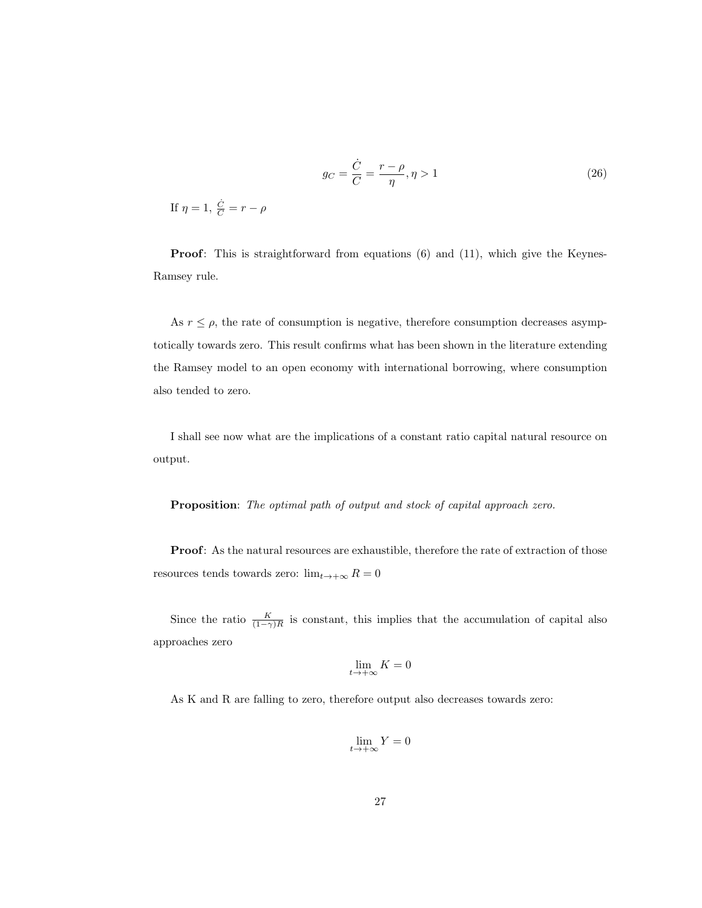$$g_C = \frac{\dot{C}}{C} = \frac{r - \rho}{\eta}, \eta > 1 \tag{26}$$

If $\eta = 1$, $\frac{\dot{C}}{C} = r - \rho$

**Proof**: This is straightforward from equations (6) and (11), which give the Keynes-Ramsey rule.

As $r \leq \rho$, the rate of consumption is negative, therefore consumption decreases asymptotically towards zero. This result confirms what has been shown in the literature extending the Ramsey model to an open economy with international borrowing, where consumption also tended to zero.

I shall see now what are the implications of a constant ratio capital natural resource on output.

**Proposition**: *The optimal path of output and stock of capital approach zero.*

**Proof**: As the natural resources are exhaustible, therefore the rate of extraction of those resources tends towards zero: $\lim_{t \to +\infty} R = 0$

Since the ratio $\frac{K}{(1-\gamma)R}$ is constant, this implies that the accumulation of capital also approaches zero

$$\lim_{t \to +\infty} K = 0$$

As K and R are falling to zero, therefore output also decreases towards zero:

$$\lim_{t \to +\infty} Y = 0$$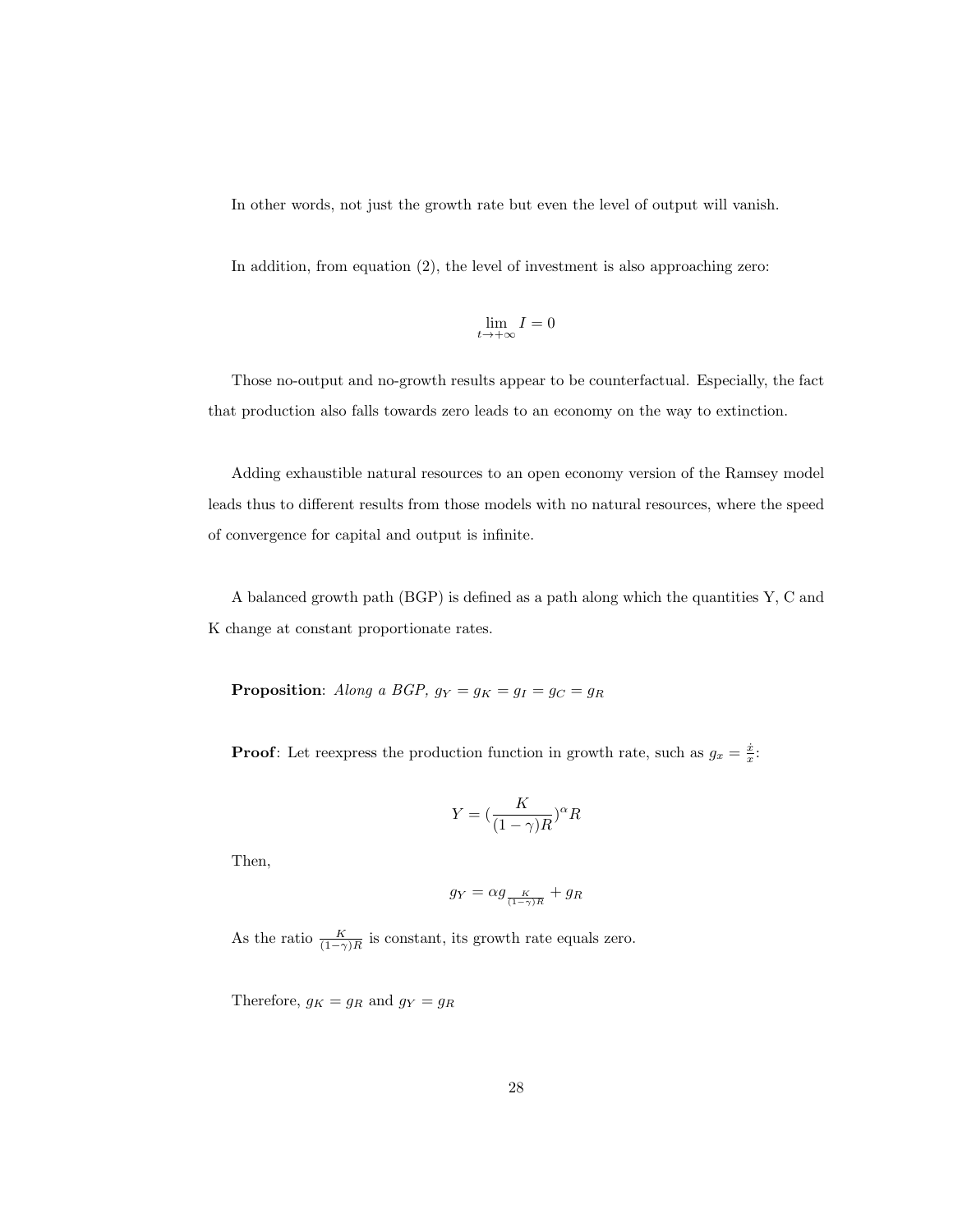In other words, not just the growth rate but even the level of output will vanish.

In addition, from equation (2), the level of investment is also approaching zero:

$$\lim_{t \to +\infty} I = 0$$

Those no-output and no-growth results appear to be counterfactual. Especially, the fact that production also falls towards zero leads to an economy on the way to extinction.

Adding exhaustible natural resources to an open economy version of the Ramsey model leads thus to different results from those models with no natural resources, where the speed of convergence for capital and output is infinite.

A balanced growth path (BGP) is defined as a path along which the quantities Y, C and K change at constant proportionate rates.

**Proposition**: *Along a BGP,* $g_Y = g_K = g_I = g_C = g_R$

**Proof**: Let reexpress the production function in growth rate, such as $g_x = \frac{\dot{x}}{x}$:

$$Y = (\frac{K}{(1-\gamma)R})^{\alpha} R$$

Then,

$$g_Y = \alpha g_{\frac{K}{(1-\gamma)R}} + g_R$$

As the ratio $\frac{K}{(1-\gamma)R}$ is constant, its growth rate equals zero.

Therefore, $g_K = g_R$ and $g_Y = g_R$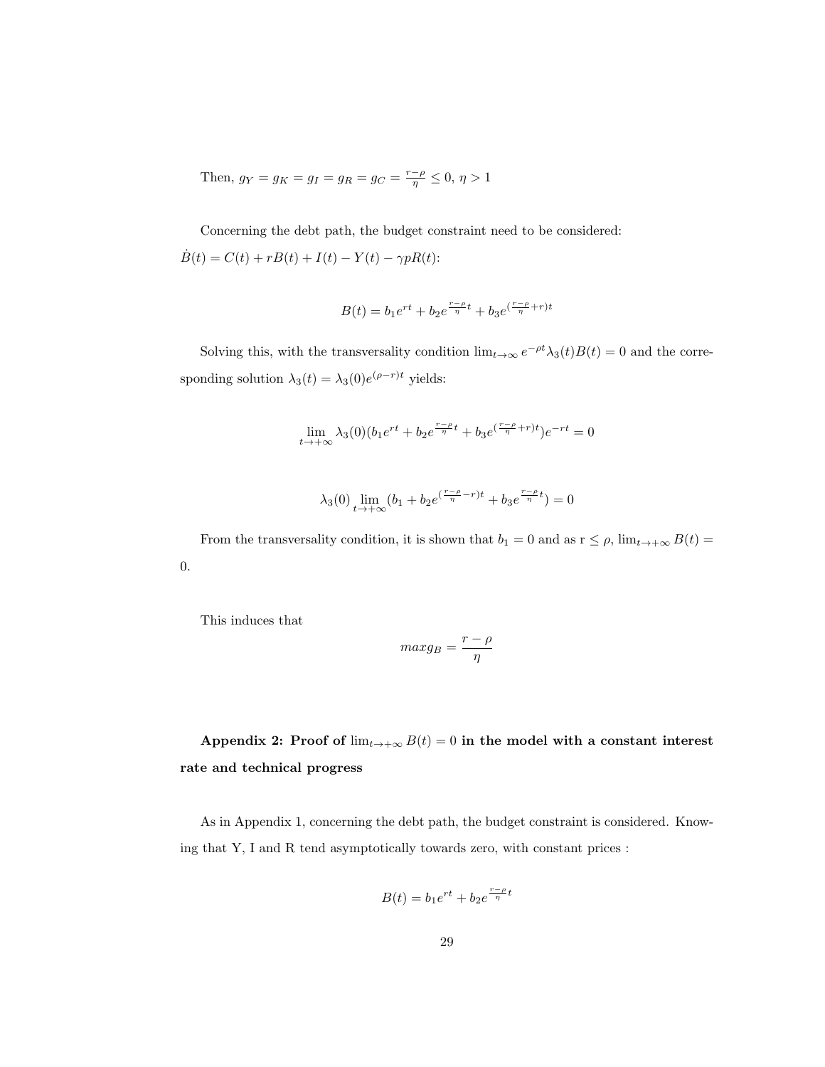Then, $g_Y = g_K = g_I = g_R = g_C = \frac{r-\rho}{\eta} \leq 0$, $\eta > 1$

Concerning the debt path, the budget constraint need to be considered: $\dot{B}(t) = C(t) + rB(t) + I(t) - Y(t) - \gamma p R(t)$:

$$B(t) = b_1 e^{rt} + b_2 e^{\frac{r-\rho}{\eta}t} + b_3 e^{(\frac{r-\rho}{\eta}+r)t}$$

Solving this, with the transversality condition $\lim_{t\to\infty} e^{-\rho t}\lambda_3(t)B(t) = 0$ and the corresponding solution $\lambda_3(t) = \lambda_3(0)e^{(\rho-r)t}$ yields:

$$\lim_{t\to+\infty} \lambda_3(0)(b_1 e^{rt} + b_2 e^{\frac{r-\rho}{\eta}t} + b_3 e^{(\frac{r-\rho}{\eta}+r)t})e^{-rt} = 0$$

$$\lambda_3(0) \lim_{t\to+\infty} (b_1 + b_2 e^{(\frac{r-\rho}{\eta}-r)t} + b_3 e^{\frac{r-\rho}{\eta}t}) = 0$$

From the transversality condition, it is shown that $b_1 = 0$ and as r $\leq \rho$, $\lim_{t\to+\infty} B(t) = 0$.

This induces that

$$max g_B = \frac{r-\rho}{\eta}$$

**Appendix 2: Proof of $\lim_{t\to+\infty} B(t) = 0$ in the model with a constant interest rate and technical progress**

As in Appendix 1, concerning the debt path, the budget constraint is considered. Knowing that Y, I and R tend asymptotically towards zero, with constant prices :

$$B(t) = b_1 e^{rt} + b_2 e^{\frac{r-\rho}{\eta}t}$$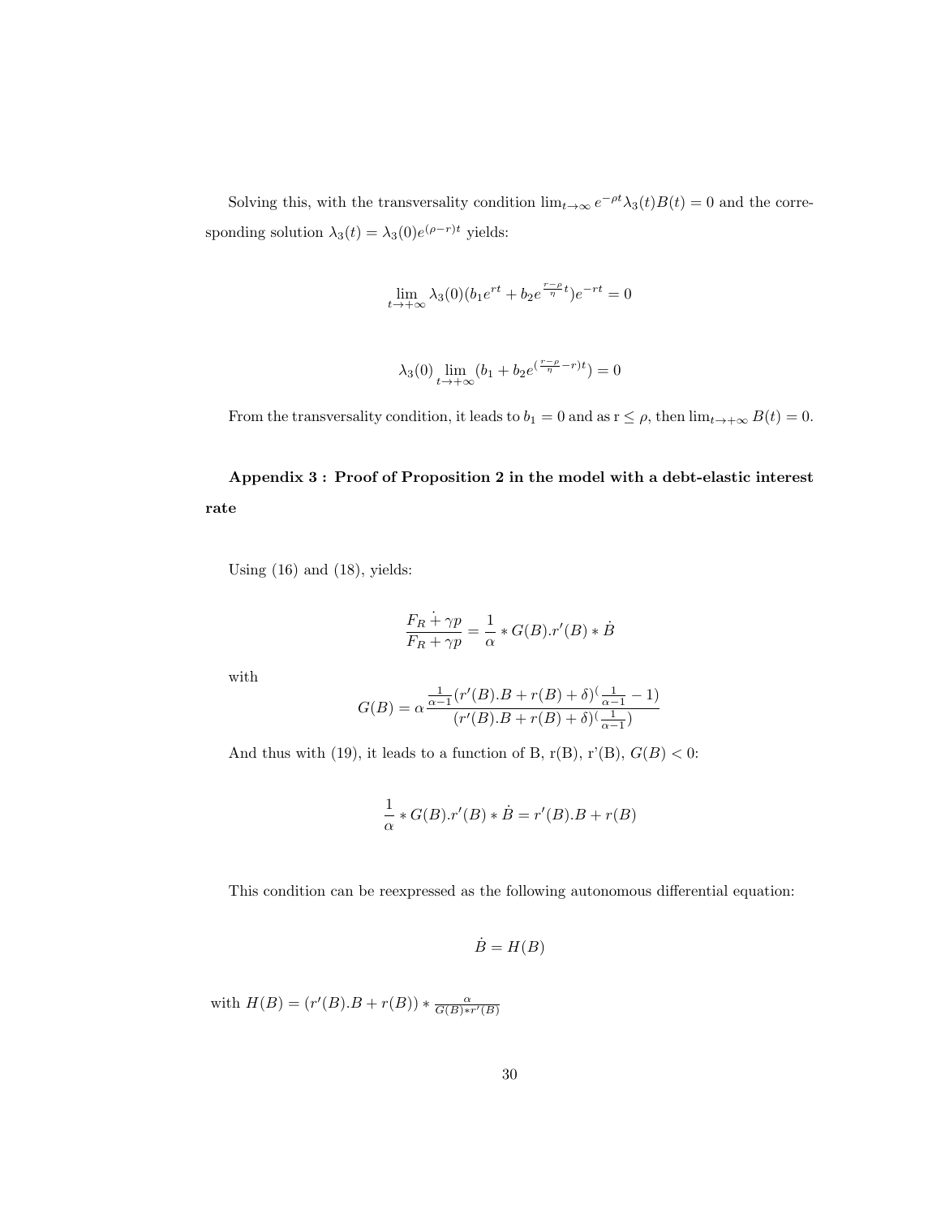Solving this, with the transversality condition $\lim_{t\to\infty} e^{-\rho t}\lambda_3(t)B(t) = 0$ and the corresponding solution $\lambda_3(t) = \lambda_3(0)e^{(\rho-r)t}$ yields:

$$\lim_{t\to+\infty} \lambda_3(0)(b_1 e^{rt} + b_2 e^{\frac{r-\rho}{\eta}t})e^{-rt} = 0$$

$$\lambda_3(0) \lim_{t\to+\infty} (b_1 + b_2 e^{(\frac{r-\rho}{\eta}-r)t}) = 0$$

From the transversality condition, it leads to $b_1 = 0$ and as $r \leq \rho$, then $\lim_{t\to+\infty} B(t) = 0$.

**Appendix 3 : Proof of Proposition 2 in the model with a debt-elastic interest rate**

Using (16) and (18), yields:

$$\frac{\dot{F_R + \gamma p}}{F_R + \gamma p} = \frac{1}{\alpha} * G(B).r'(B) * \dot{B}$$

with

$$G(B) = \alpha \frac{\frac{1}{\alpha-1}(r'(B).B + r(B) + \delta)^{(\frac{1}{\alpha-1}} - 1)}{(r'(B).B + r(B) + \delta)^{(\frac{1}{\alpha-1})}}$$

And thus with (19), it leads to a function of B, r(B), r'(B), $G(B) < 0$:

$$\frac{1}{\alpha} * G(B).r'(B) * \dot{B} = r'(B).B + r(B)$$

This condition can be reexpressed as the following autonomous differential equation:

$$\dot{B} = H(B)$$

with $H(B) = (r'(B).B + r(B)) * \frac{\alpha}{G(B) * r'(B)}$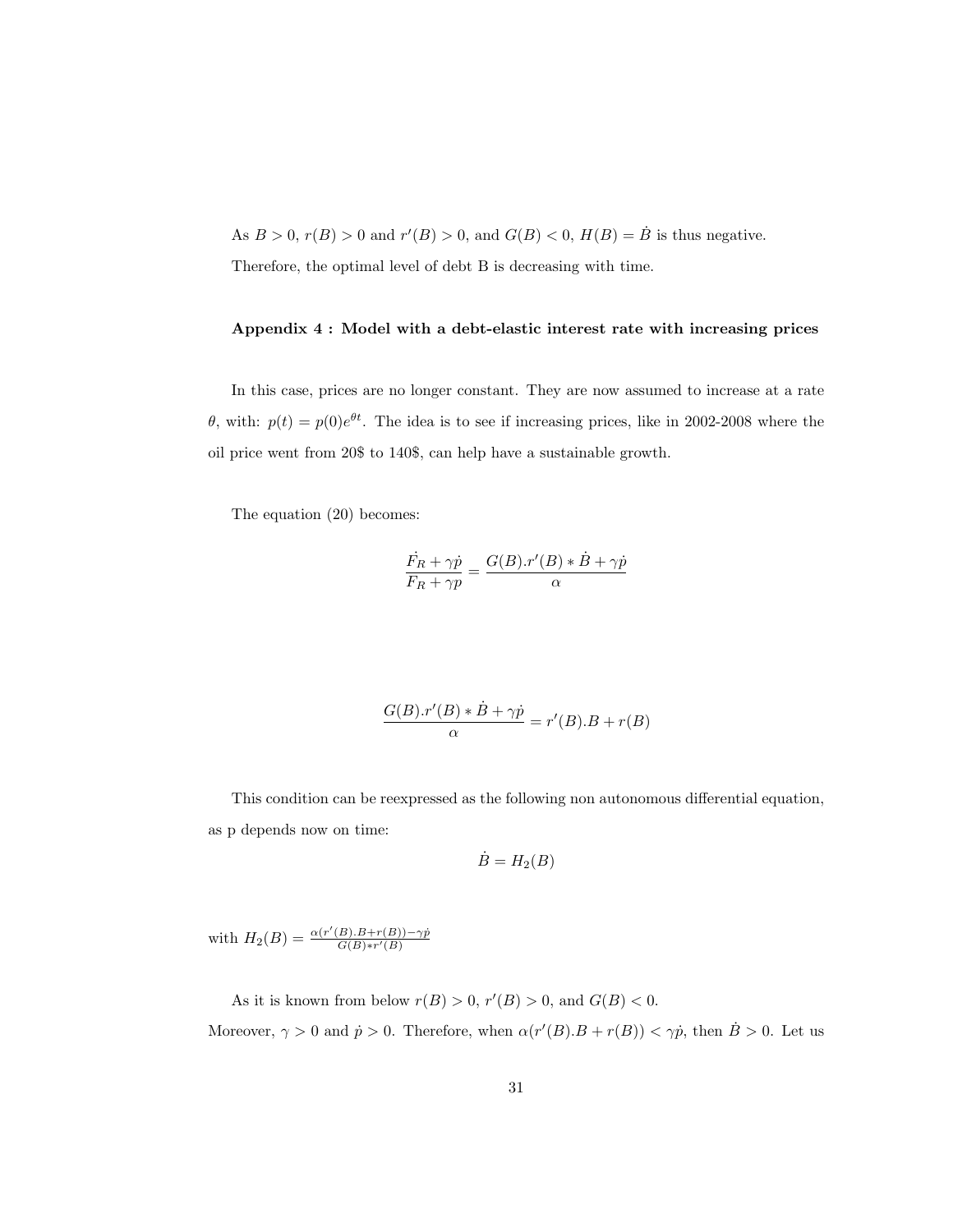As $B > 0$, $r(B) > 0$ and $r'(B) > 0$, and $G(B) < 0$, $H(B) = \dot{B}$ is thus negative.

Therefore, the optimal level of debt B is decreasing with time.

### Appendix 4 : Model with a debt-elastic interest rate with increasing prices

In this case, prices are no longer constant. They are now assumed to increase at a rate $\theta$, with: $p(t) = p(0)e^{\theta t}$. The idea is to see if increasing prices, like in 2002-2008 where the oil price went from 20$ to 140$, can help have a sustainable growth.

The equation (20) becomes:

$$\frac{\dot{F_R} + \gamma \dot{p}}{F_R + \gamma p} = \frac{G(B).r'(B) * \dot{B} + \gamma \dot{p}}{\alpha}$$

$$\frac{G(B).r'(B) * \dot{B} + \gamma \dot{p}}{\alpha} = r'(B).B + r(B)$$

This condition can be reexpressed as the following non autonomous differential equation, as p depends now on time:

$$\dot{B} = H_2(B)$$

with $H_2(B) = \frac{\alpha(r'(B).B + r(B)) - \gamma \dot{p}}{G(B) * r'(B)}$

As it is known from below $r(B) > 0$, $r'(B) > 0$, and $G(B) < 0$.
Moreover, $\gamma > 0$ and $\dot{p} > 0$. Therefore, when $\alpha(r'(B).B + r(B)) < \gamma \dot{p}$, then $\dot{B} > 0$. Let us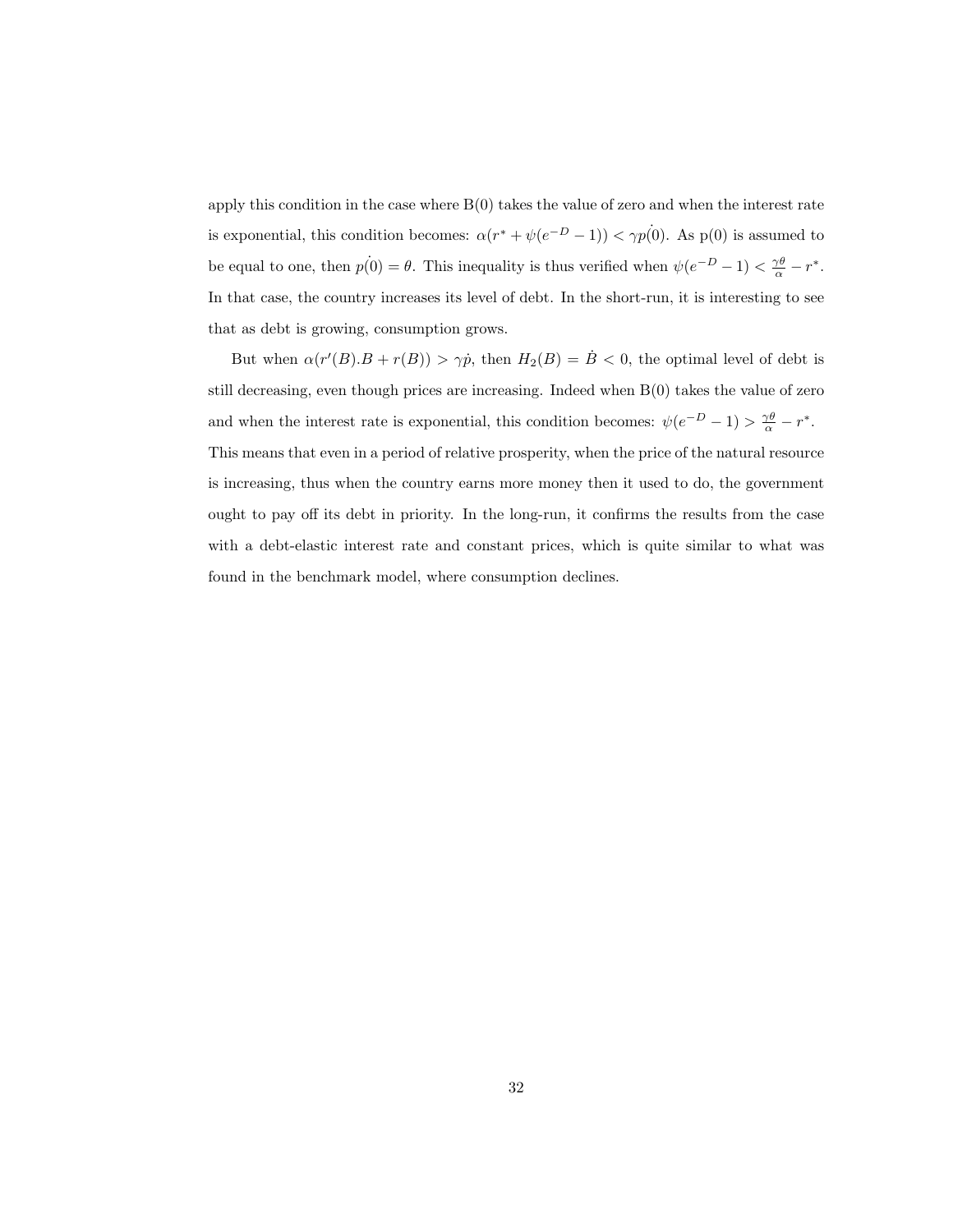apply this condition in the case where B(0) takes the value of zero and when the interest rate is exponential, this condition becomes: $\alpha(r^* + \psi(e^{-D} - 1)) < \gamma \dot{p(0)}$. As p(0) is assumed to be equal to one, then $\dot{p(0)} = \theta$. This inequality is thus verified when $\psi(e^{-D} - 1) < \frac{\gamma\theta}{\alpha} - r^*$. In that case, the country increases its level of debt. In the short-run, it is interesting to see that as debt is growing, consumption grows.

But when $\alpha(r'(B).B + r(B)) > \gamma\dot{p}$, then $H_2(B) = \dot{B} < 0$, the optimal level of debt is still decreasing, even though prices are increasing. Indeed when B(0) takes the value of zero and when the interest rate is exponential, this condition becomes: $\psi(e^{-D} - 1) > \frac{\gamma\theta}{\alpha} - r^*$. This means that even in a period of relative prosperity, when the price of the natural resource is increasing, thus when the country earns more money then it used to do, the government ought to pay off its debt in priority. In the long-run, it confirms the results from the case with a debt-elastic interest rate and constant prices, which is quite similar to what was found in the benchmark model, where consumption declines.